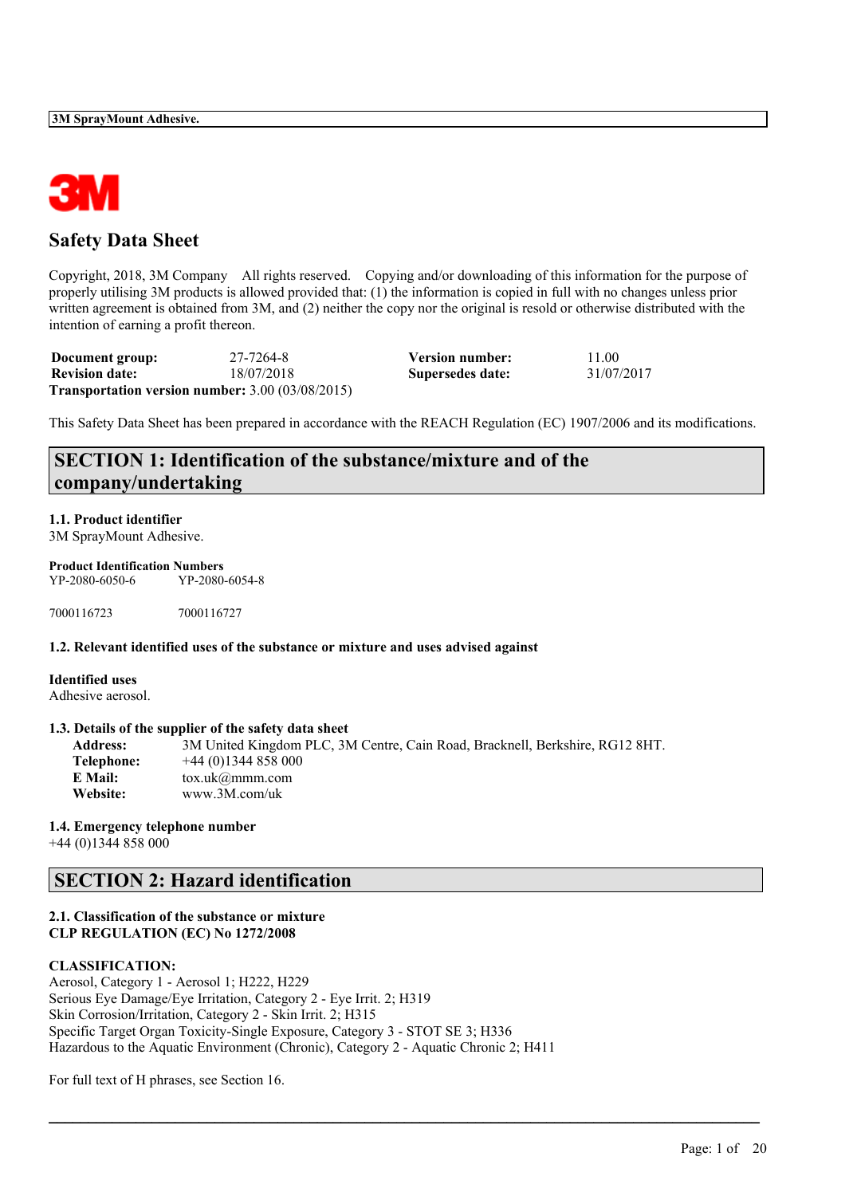# Safety Data Sheet

Copyright, 2018, 3M Company All rights reserved. Copying and/or downloading of this information for the purpose of properly utilising 3M products is allowed provided that: (1) the information is copied in full with no changes unless prior written agreement is obtained from 3M, and (2) neither the copy nor the original is resold or otherwise distributed with the intention of earning a profit thereon.

| | | | |
|---|---|---|---|
| **Document group:** | 27-7264-8 | **Version number:** | 11.00 |
| **Revision date:** | 18/07/2018 | **Supersedes date:** | 31/07/2017 |

**Transportation version number:** 3.00 (03/08/2015)

This Safety Data Sheet has been prepared in accordance with the REACH Regulation (EC) 1907/2006 and its modifications.

## SECTION 1: Identification of the substance/mixture and of the company/undertaking

### 1.1. Product identifier

3M SprayMount Adhesive.

**Product Identification Numbers**

YP-2080-6050-6 YP-2080-6054-8

7000116723 7000116727

### 1.2. Relevant identified uses of the substance or mixture and uses advised against

**Identified uses**

Adhesive aerosol.

### 1.3. Details of the supplier of the safety data sheet

**Address:** 3M United Kingdom PLC, 3M Centre, Cain Road, Bracknell, Berkshire, RG12 8HT.
**Telephone:** +44 (0)1344 858 000
**E Mail:** tox.uk@mmm.com
**Website:** www.3M.com/uk

### 1.4. Emergency telephone number

+44 (0)1344 858 000

## SECTION 2: Hazard identification

### 2.1. Classification of the substance or mixture

**CLP REGULATION (EC) No 1272/2008**

**CLASSIFICATION:**

Aerosol, Category 1 - Aerosol 1; H222, H229
Serious Eye Damage/Eye Irritation, Category 2 - Eye Irrit. 2; H319
Skin Corrosion/Irritation, Category 2 - Skin Irrit. 2; H315
Specific Target Organ Toxicity-Single Exposure, Category 3 - STOT SE 3; H336
Hazardous to the Aquatic Environment (Chronic), Category 2 - Aquatic Chronic 2; H411

For full text of H phrases, see Section 16.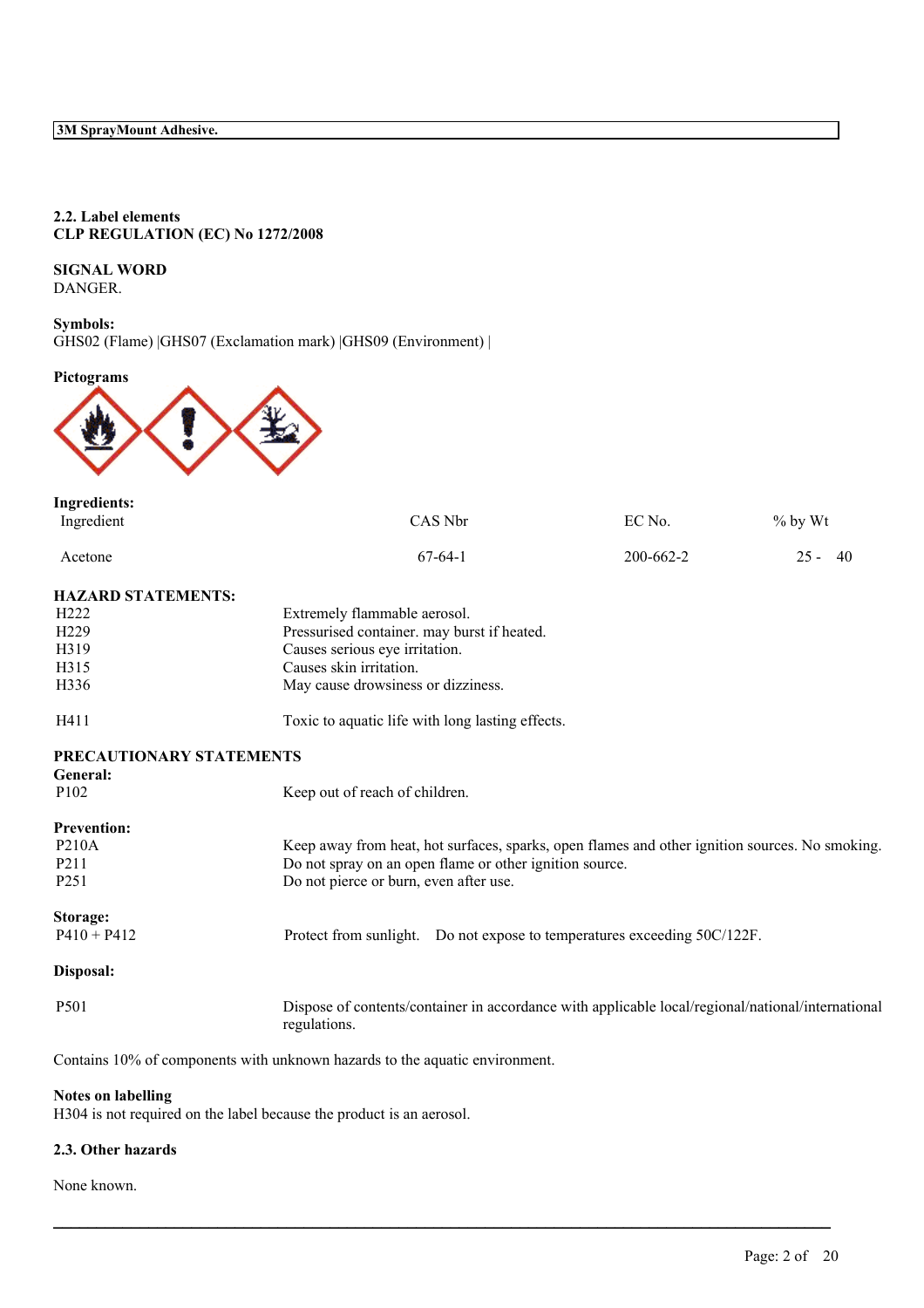## 2.2. Label elements
**CLP REGULATION (EC) No 1272/2008**

**SIGNAL WORD**
DANGER.

**Symbols:**
GHS02 (Flame) |GHS07 (Exclamation mark) |GHS09 (Environment) |

**Pictograms**

**Ingredients:**

| Ingredient | CAS Nbr | EC No. | % by Wt |
|---|---|---|---|
| Acetone | 67-64-1 | 200-662-2 | 25 - 40 |

**HAZARD STATEMENTS:**

| | |
|---|---|
| H222 | Extremely flammable aerosol. |
| H229 | Pressurised container. may burst if heated. |
| H319 | Causes serious eye irritation. |
| H315 | Causes skin irritation. |
| H336 | May cause drowsiness or dizziness. |
| H411 | Toxic to aquatic life with long lasting effects. |

**PRECAUTIONARY STATEMENTS**

**General:**

| | |
|---|---|
| P102 | Keep out of reach of children. |

**Prevention:**

| | |
|---|---|
| P210A | Keep away from heat, hot surfaces, sparks, open flames and other ignition sources. No smoking. |
| P211 | Do not spray on an open flame or other ignition source. |
| P251 | Do not pierce or burn, even after use. |

**Storage:**

| | |
|---|---|
| P410 + P412 | Protect from sunlight. Do not expose to temperatures exceeding 50C/122F. |

**Disposal:**

| | |
|---|---|
| P501 | Dispose of contents/container in accordance with applicable local/regional/national/international regulations. |

Contains 10% of components with unknown hazards to the aquatic environment.

**Notes on labelling**
H304 is not required on the label because the product is an aerosol.

## 2.3. Other hazards

None known.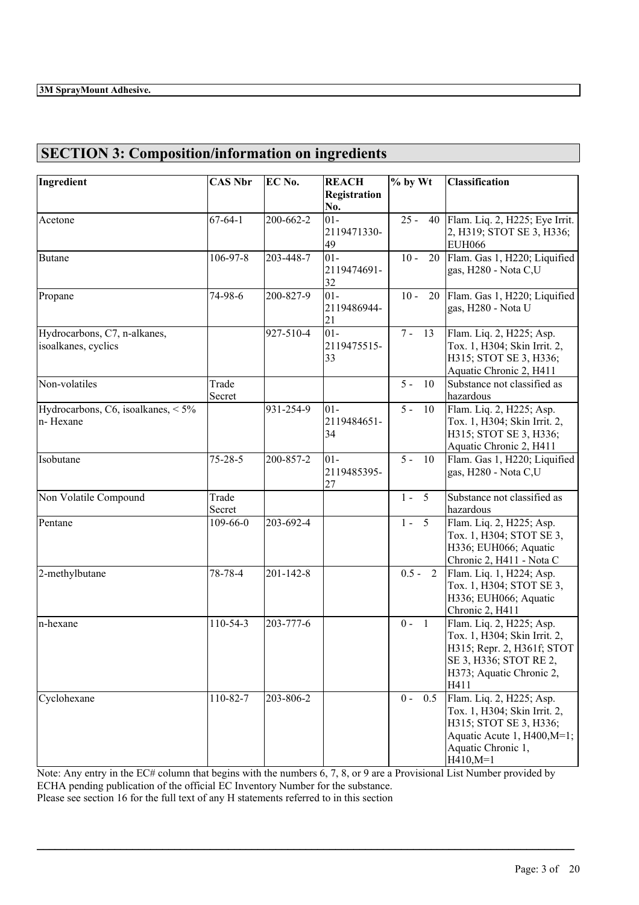## SECTION 3: Composition/information on ingredients

| Ingredient | CAS Nbr | EC No. | REACH Registration No. | % by Wt | Classification |
|---|---|---|---|---|---|
| Acetone | 67-64-1 | 200-662-2 | 01-2119471330-49 | 25 - 40 | Flam. Liq. 2, H225; Eye Irrit. 2, H319; STOT SE 3, H336; EUH066 |
| Butane | 106-97-8 | 203-448-7 | 01-2119474691-32 | 10 - 20 | Flam. Gas 1, H220; Liquified gas, H280 - Nota C,U |
| Propane | 74-98-6 | 200-827-9 | 01-2119486944-21 | 10 - 20 | Flam. Gas 1, H220; Liquified gas, H280 - Nota U |
| Hydrocarbons, C7, n-alkanes, isoalkanes, cyclics | | 927-510-4 | 01-2119475515-33 | 7 - 13 | Flam. Liq. 2, H225; Asp. Tox. 1, H304; Skin Irrit. 2, H315; STOT SE 3, H336; Aquatic Chronic 2, H411 |
| Non-volatiles | Trade Secret | | | 5 - 10 | Substance not classified as hazardous |
| Hydrocarbons, C6, isoalkanes, < 5% n- Hexane | | 931-254-9 | 01-2119484651-34 | 5 - 10 | Flam. Liq. 2, H225; Asp. Tox. 1, H304; Skin Irrit. 2, H315; STOT SE 3, H336; Aquatic Chronic 2, H411 |
| Isobutane | 75-28-5 | 200-857-2 | 01-2119485395-27 | 5 - 10 | Flam. Gas 1, H220; Liquified gas, H280 - Nota C,U |
| Non Volatile Compound | Trade Secret | | | 1 - 5 | Substance not classified as hazardous |
| Pentane | 109-66-0 | 203-692-4 | | 1 - 5 | Flam. Liq. 2, H225; Asp. Tox. 1, H304; STOT SE 3, H336; EUH066; Aquatic Chronic 2, H411 - Nota C |
| 2-methylbutane | 78-78-4 | 201-142-8 | | 0.5 - 2 | Flam. Liq. 1, H224; Asp. Tox. 1, H304; STOT SE 3, H336; EUH066; Aquatic Chronic 2, H411 |
| n-hexane | 110-54-3 | 203-777-6 | | 0 - 1 | Flam. Liq. 2, H225; Asp. Tox. 1, H304; Skin Irrit. 2, H315; Repr. 2, H361f; STOT SE 3, H336; STOT RE 2, H373; Aquatic Chronic 2, H411 |
| Cyclohexane | 110-82-7 | 203-806-2 | | 0 - 0.5 | Flam. Liq. 2, H225; Asp. Tox. 1, H304; Skin Irrit. 2, H315; STOT SE 3, H336; Aquatic Acute 1, H400,M=1; Aquatic Chronic 1, H410,M=1 |

Note: Any entry in the EC# column that begins with the numbers 6, 7, 8, or 9 are a Provisional List Number provided by ECHA pending publication of the official EC Inventory Number for the substance.

Please see section 16 for the full text of any H statements referred to in this section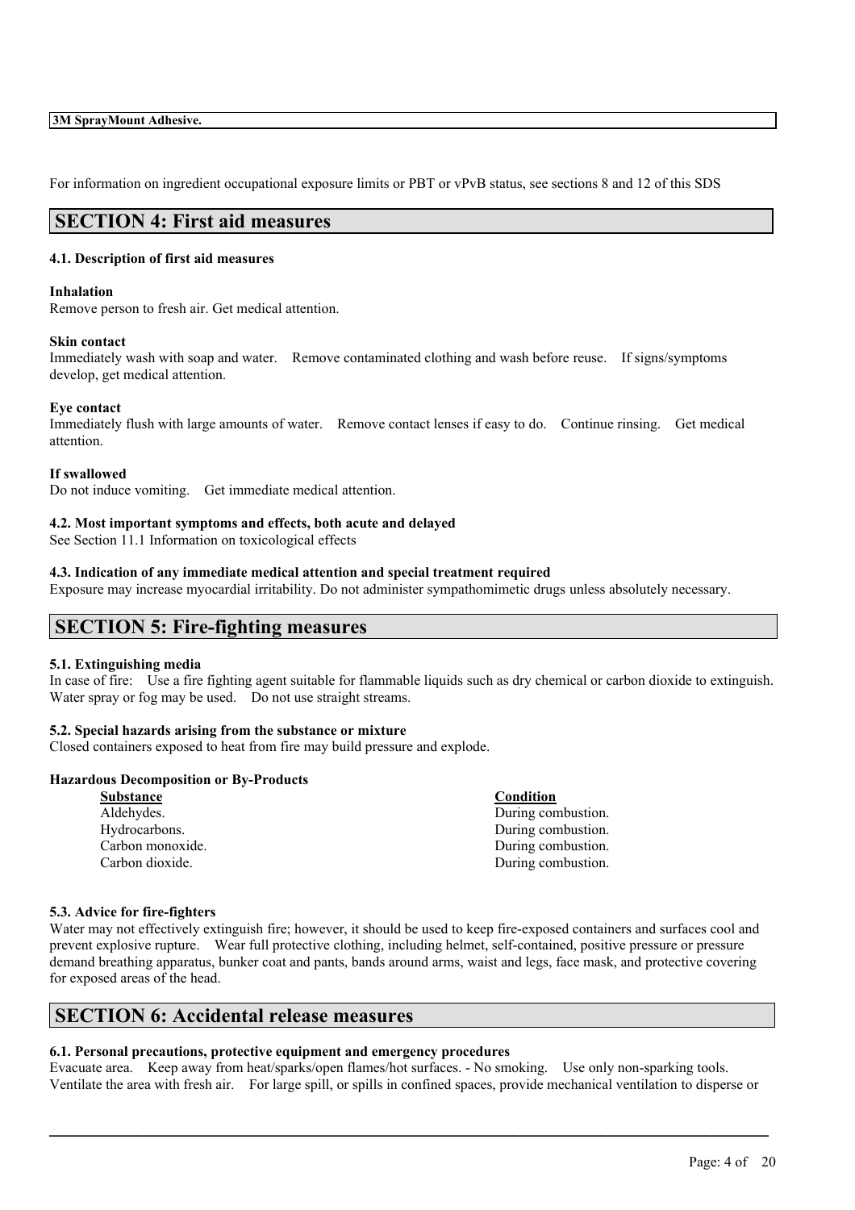For information on ingredient occupational exposure limits or PBT or vPvB status, see sections 8 and 12 of this SDS

## SECTION 4: First aid measures

### 4.1. Description of first aid measures

**Inhalation**
Remove person to fresh air. Get medical attention.

**Skin contact**
Immediately wash with soap and water. Remove contaminated clothing and wash before reuse. If signs/symptoms develop, get medical attention.

**Eye contact**
Immediately flush with large amounts of water. Remove contact lenses if easy to do. Continue rinsing. Get medical attention.

**If swallowed**
Do not induce vomiting. Get immediate medical attention.

### 4.2. Most important symptoms and effects, both acute and delayed

See Section 11.1 Information on toxicological effects

### 4.3. Indication of any immediate medical attention and special treatment required

Exposure may increase myocardial irritability. Do not administer sympathomimetic drugs unless absolutely necessary.

## SECTION 5: Fire-fighting measures

### 5.1. Extinguishing media

In case of fire: Use a fire fighting agent suitable for flammable liquids such as dry chemical or carbon dioxide to extinguish. Water spray or fog may be used. Do not use straight streams.

### 5.2. Special hazards arising from the substance or mixture

Closed containers exposed to heat from fire may build pressure and explode.

**Hazardous Decomposition or By-Products**

| Substance | Condition |
| --- | --- |
| Aldehydes. | During combustion. |
| Hydrocarbons. | During combustion. |
| Carbon monoxide. | During combustion. |
| Carbon dioxide. | During combustion. |

### 5.3. Advice for fire-fighters

Water may not effectively extinguish fire; however, it should be used to keep fire-exposed containers and surfaces cool and prevent explosive rupture. Wear full protective clothing, including helmet, self-contained, positive pressure or pressure demand breathing apparatus, bunker coat and pants, bands around arms, waist and legs, face mask, and protective covering for exposed areas of the head.

## SECTION 6: Accidental release measures

### 6.1. Personal precautions, protective equipment and emergency procedures

Evacuate area. Keep away from heat/sparks/open flames/hot surfaces. - No smoking. Use only non-sparking tools. Ventilate the area with fresh air. For large spill, or spills in confined spaces, provide mechanical ventilation to disperse or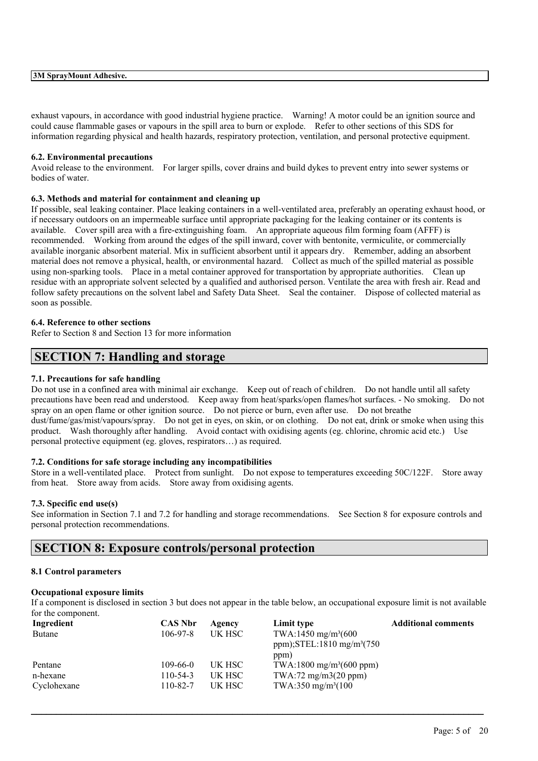exhaust vapours, in accordance with good industrial hygiene practice. Warning! A motor could be an ignition source and could cause flammable gases or vapours in the spill area to burn or explode. Refer to other sections of this SDS for information regarding physical and health hazards, respiratory protection, ventilation, and personal protective equipment.

### 6.2. Environmental precautions

Avoid release to the environment. For larger spills, cover drains and build dykes to prevent entry into sewer systems or bodies of water.

### 6.3. Methods and material for containment and cleaning up

If possible, seal leaking container. Place leaking containers in a well-ventilated area, preferably an operating exhaust hood, or if necessary outdoors on an impermeable surface until appropriate packaging for the leaking container or its contents is available. Cover spill area with a fire-extinguishing foam. An appropriate aqueous film forming foam (AFFF) is recommended. Working from around the edges of the spill inward, cover with bentonite, vermiculite, or commercially available inorganic absorbent material. Mix in sufficient absorbent until it appears dry. Remember, adding an absorbent material does not remove a physical, health, or environmental hazard. Collect as much of the spilled material as possible using non-sparking tools. Place in a metal container approved for transportation by appropriate authorities. Clean up residue with an appropriate solvent selected by a qualified and authorised person. Ventilate the area with fresh air. Read and follow safety precautions on the solvent label and Safety Data Sheet. Seal the container. Dispose of collected material as soon as possible.

### 6.4. Reference to other sections

Refer to Section 8 and Section 13 for more information

## SECTION 7: Handling and storage

### 7.1. Precautions for safe handling

Do not use in a confined area with minimal air exchange. Keep out of reach of children. Do not handle until all safety precautions have been read and understood. Keep away from heat/sparks/open flames/hot surfaces. - No smoking. Do not spray on an open flame or other ignition source. Do not pierce or burn, even after use. Do not breathe dust/fume/gas/mist/vapours/spray. Do not get in eyes, on skin, or on clothing. Do not eat, drink or smoke when using this product. Wash thoroughly after handling. Avoid contact with oxidising agents (eg. chlorine, chromic acid etc.) Use personal protective equipment (eg. gloves, respirators…) as required.

### 7.2. Conditions for safe storage including any incompatibilities

Store in a well-ventilated place. Protect from sunlight. Do not expose to temperatures exceeding 50C/122F. Store away from heat. Store away from acids. Store away from oxidising agents.

### 7.3. Specific end use(s)

See information in Section 7.1 and 7.2 for handling and storage recommendations. See Section 8 for exposure controls and personal protection recommendations.

## SECTION 8: Exposure controls/personal protection

### 8.1 Control parameters

**Occupational exposure limits**

If a component is disclosed in section 3 but does not appear in the table below, an occupational exposure limit is not available for the component.

| Ingredient | CAS Nbr | Agency | Limit type | Additional comments |
|---|---|---|---|---|
| Butane | 106-97-8 | UK HSC | TWA:1450 mg/m³(600 ppm);STEL:1810 mg/m³(750 ppm) | |
| Pentane | 109-66-0 | UK HSC | TWA:1800 mg/m³(600 ppm) | |
| n-hexane | 110-54-3 | UK HSC | TWA:72 mg/m3(20 ppm) | |
| Cyclohexane | 110-82-7 | UK HSC | TWA:350 mg/m³(100 | |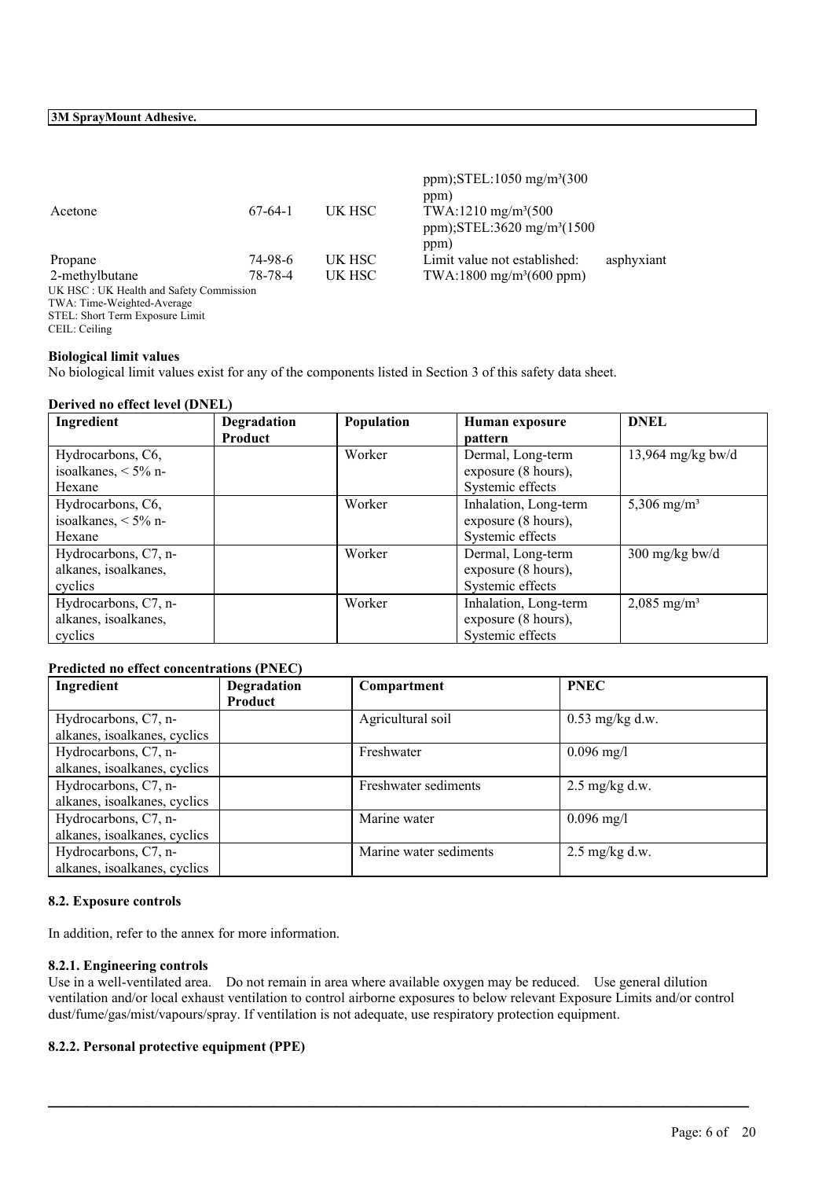| | | | | |
|---|---|---|---|---|
| | | | ppm);STEL:1050 mg/m³(300 ppm) | |
| Acetone | 67-64-1 | UK HSC | TWA:1210 mg/m³(500 ppm);STEL:3620 mg/m³(1500 ppm) | |
| Propane | 74-98-6 | UK HSC | Limit value not established: | asphyxiant |
| 2-methylbutane | 78-78-4 | UK HSC | TWA:1800 mg/m³(600 ppm) | |

UK HSC : UK Health and Safety Commission
TWA: Time-Weighted-Average
STEL: Short Term Exposure Limit
CEIL: Ceiling

**Biological limit values**

No biological limit values exist for any of the components listed in Section 3 of this safety data sheet.

**Derived no effect level (DNEL)**

| Ingredient | Degradation Product | Population | Human exposure pattern | DNEL |
|---|---|---|---|---|
| Hydrocarbons, C6, isoalkanes, < 5% n-Hexane | | Worker | Dermal, Long-term exposure (8 hours), Systemic effects | 13,964 mg/kg bw/d |
| Hydrocarbons, C6, isoalkanes, < 5% n-Hexane | | Worker | Inhalation, Long-term exposure (8 hours), Systemic effects | 5,306 mg/m³ |
| Hydrocarbons, C7, n-alkanes, isoalkanes, cyclics | | Worker | Dermal, Long-term exposure (8 hours), Systemic effects | 300 mg/kg bw/d |
| Hydrocarbons, C7, n-alkanes, isoalkanes, cyclics | | Worker | Inhalation, Long-term exposure (8 hours), Systemic effects | 2,085 mg/m³ |

**Predicted no effect concentrations (PNEC)**

| Ingredient | Degradation Product | Compartment | PNEC |
|---|---|---|---|
| Hydrocarbons, C7, n-alkanes, isoalkanes, cyclics | | Agricultural soil | 0.53 mg/kg d.w. |
| Hydrocarbons, C7, n-alkanes, isoalkanes, cyclics | | Freshwater | 0.096 mg/l |
| Hydrocarbons, C7, n-alkanes, isoalkanes, cyclics | | Freshwater sediments | 2.5 mg/kg d.w. |
| Hydrocarbons, C7, n-alkanes, isoalkanes, cyclics | | Marine water | 0.096 mg/l |
| Hydrocarbons, C7, n-alkanes, isoalkanes, cyclics | | Marine water sediments | 2.5 mg/kg d.w. |

### 8.2. Exposure controls

In addition, refer to the annex for more information.

#### 8.2.1. Engineering controls

Use in a well-ventilated area. Do not remain in area where available oxygen may be reduced. Use general dilution ventilation and/or local exhaust ventilation to control airborne exposures to below relevant Exposure Limits and/or control dust/fume/gas/mist/vapours/spray. If ventilation is not adequate, use respiratory protection equipment.

#### 8.2.2. Personal protective equipment (PPE)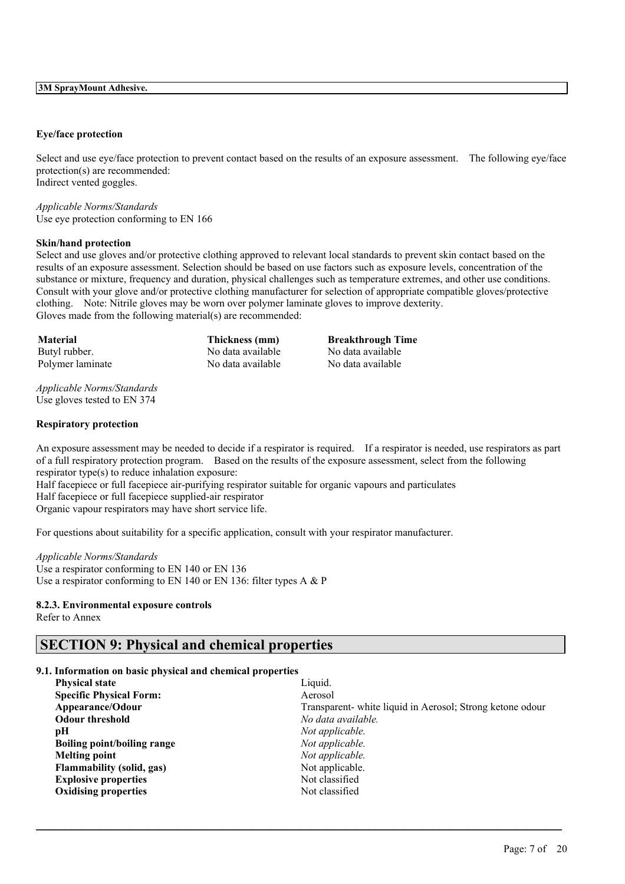**Eye/face protection**

Select and use eye/face protection to prevent contact based on the results of an exposure assessment. The following eye/face protection(s) are recommended:
Indirect vented goggles.

*Applicable Norms/Standards*
Use eye protection conforming to EN 166

**Skin/hand protection**
Select and use gloves and/or protective clothing approved to relevant local standards to prevent skin contact based on the results of an exposure assessment. Selection should be based on use factors such as exposure levels, concentration of the substance or mixture, frequency and duration, physical challenges such as temperature extremes, and other use conditions. Consult with your glove and/or protective clothing manufacturer for selection of appropriate compatible gloves/protective clothing. Note: Nitrile gloves may be worn over polymer laminate gloves to improve dexterity.
Gloves made from the following material(s) are recommended:

| Material | Thickness (mm) | Breakthrough Time |
|---|---|---|
| Butyl rubber. | No data available | No data available |
| Polymer laminate | No data available | No data available |

*Applicable Norms/Standards*
Use gloves tested to EN 374

**Respiratory protection**

An exposure assessment may be needed to decide if a respirator is required. If a respirator is needed, use respirators as part of a full respiratory protection program. Based on the results of the exposure assessment, select from the following respirator type(s) to reduce inhalation exposure:
Half facepiece or full facepiece air-purifying respirator suitable for organic vapours and particulates
Half facepiece or full facepiece supplied-air respirator
Organic vapour respirators may have short service life.

For questions about suitability for a specific application, consult with your respirator manufacturer.

*Applicable Norms/Standards*
Use a respirator conforming to EN 140 or EN 136
Use a respirator conforming to EN 140 or EN 136: filter types A & P

**8.2.3. Environmental exposure controls**
Refer to Annex

## SECTION 9: Physical and chemical properties

**9.1. Information on basic physical and chemical properties**

| | |
|---|---|
| **Physical state** | Liquid. |
| **Specific Physical Form:** | Aerosol |
| **Appearance/Odour** | Transparent- white liquid in Aerosol; Strong ketone odour |
| **Odour threshold** | *No data available.* |
| **pH** | *Not applicable.* |
| **Boiling point/boiling range** | *Not applicable.* |
| **Melting point** | *Not applicable.* |
| **Flammability (solid, gas)** | Not applicable. |
| **Explosive properties** | Not classified |
| **Oxidising properties** | Not classified |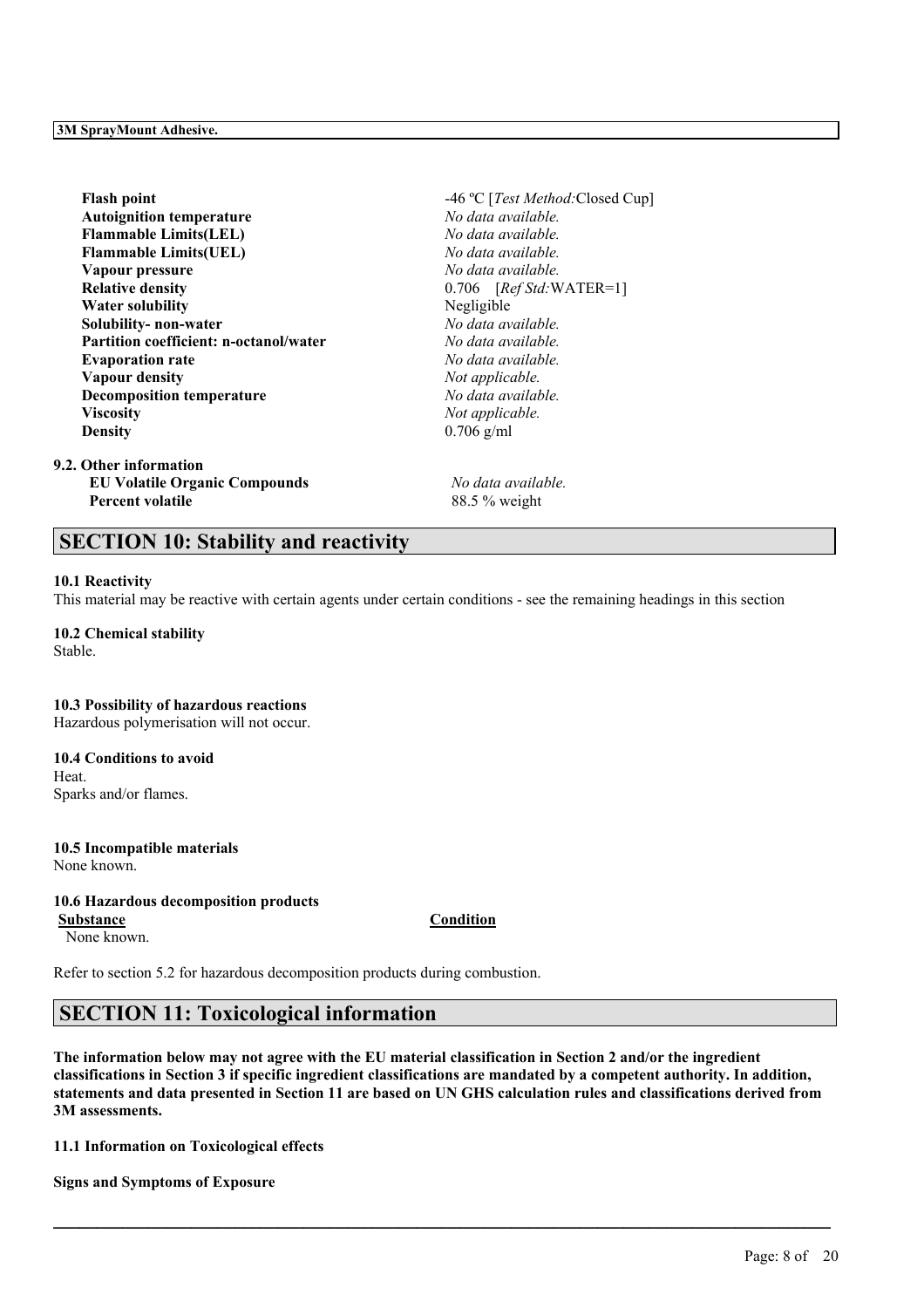| | |
|---|---|
| **Flash point** | -46 ºC [*Test Method:*Closed Cup] |
| **Autoignition temperature** | *No data available.* |
| **Flammable Limits(LEL)** | *No data available.* |
| **Flammable Limits(UEL)** | *No data available.* |
| **Vapour pressure** | *No data available.* |
| **Relative density** | 0.706 [*Ref Std:*WATER=1] |
| **Water solubility** | Negligible |
| **Solubility- non-water** | *No data available.* |
| **Partition coefficient: n-octanol/water** | *No data available.* |
| **Evaporation rate** | *No data available.* |
| **Vapour density** | *Not applicable.* |
| **Decomposition temperature** | *No data available.* |
| **Viscosity** | *Not applicable.* |
| **Density** | 0.706 g/ml |

**9.2. Other information**

| | |
|---|---|
| **EU Volatile Organic Compounds** | *No data available.* |
| **Percent volatile** | 88.5 % weight |

## SECTION 10: Stability and reactivity

**10.1 Reactivity**
This material may be reactive with certain agents under certain conditions - see the remaining headings in this section

**10.2 Chemical stability**
Stable.

**10.3 Possibility of hazardous reactions**
Hazardous polymerisation will not occur.

**10.4 Conditions to avoid**
Heat.
Sparks and/or flames.

**10.5 Incompatible materials**
None known.

**10.6 Hazardous decomposition products**

| Substance | Condition |
|---|---|
| None known. | |

Refer to section 5.2 for hazardous decomposition products during combustion.

## SECTION 11: Toxicological information

**The information below may not agree with the EU material classification in Section 2 and/or the ingredient classifications in Section 3 if specific ingredient classifications are mandated by a competent authority. In addition, statements and data presented in Section 11 are based on UN GHS calculation rules and classifications derived from 3M assessments.**

**11.1 Information on Toxicological effects**

**Signs and Symptoms of Exposure**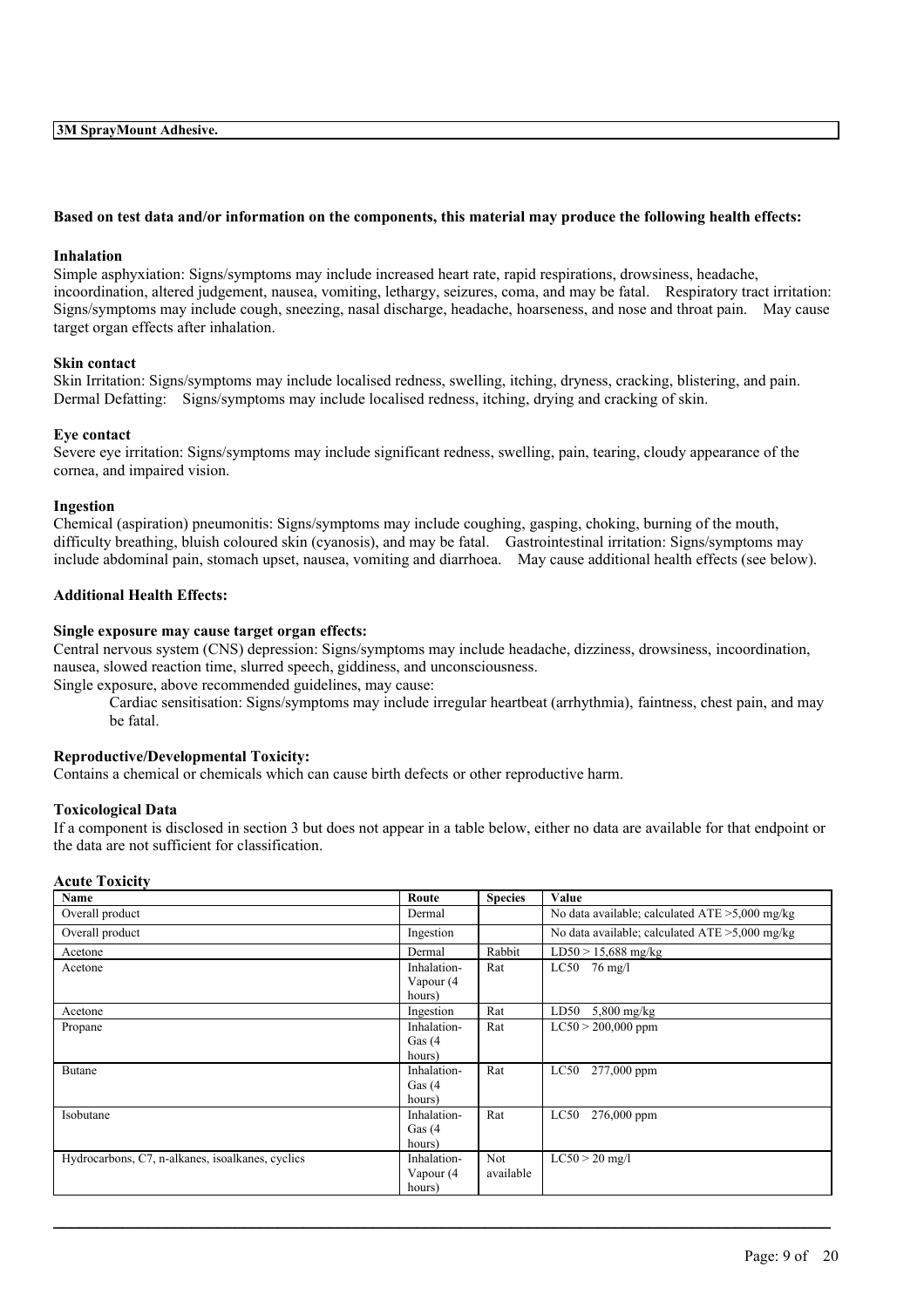**Based on test data and/or information on the components, this material may produce the following health effects:**

**Inhalation**

Simple asphyxiation: Signs/symptoms may include increased heart rate, rapid respirations, drowsiness, headache, incoordination, altered judgement, nausea, vomiting, lethargy, seizures, coma, and may be fatal. Respiratory tract irritation: Signs/symptoms may include cough, sneezing, nasal discharge, headache, hoarseness, and nose and throat pain. May cause target organ effects after inhalation.

**Skin contact**

Skin Irritation: Signs/symptoms may include localised redness, swelling, itching, dryness, cracking, blistering, and pain. Dermal Defatting: Signs/symptoms may include localised redness, itching, drying and cracking of skin.

**Eye contact**

Severe eye irritation: Signs/symptoms may include significant redness, swelling, pain, tearing, cloudy appearance of the cornea, and impaired vision.

**Ingestion**

Chemical (aspiration) pneumonitis: Signs/symptoms may include coughing, gasping, choking, burning of the mouth, difficulty breathing, bluish coloured skin (cyanosis), and may be fatal. Gastrointestinal irritation: Signs/symptoms may include abdominal pain, stomach upset, nausea, vomiting and diarrhoea. May cause additional health effects (see below).

**Additional Health Effects:**

**Single exposure may cause target organ effects:**

Central nervous system (CNS) depression: Signs/symptoms may include headache, dizziness, drowsiness, incoordination, nausea, slowed reaction time, slurred speech, giddiness, and unconsciousness.

Single exposure, above recommended guidelines, may cause:

> Cardiac sensitisation: Signs/symptoms may include irregular heartbeat (arrhythmia), faintness, chest pain, and may be fatal.

**Reproductive/Developmental Toxicity:**

Contains a chemical or chemicals which can cause birth defects or other reproductive harm.

**Toxicological Data**

If a component is disclosed in section 3 but does not appear in a table below, either no data are available for that endpoint or the data are not sufficient for classification.

**Acute Toxicity**

| Name | Route | Species | Value |
|---|---|---|---|
| Overall product | Dermal | | No data available; calculated ATE >5,000 mg/kg |
| Overall product | Ingestion | | No data available; calculated ATE >5,000 mg/kg |
| Acetone | Dermal | Rabbit | LD50 > 15,688 mg/kg |
| Acetone | Inhalation-Vapour (4 hours) | Rat | LC50 76 mg/l |
| Acetone | Ingestion | Rat | LD50 5,800 mg/kg |
| Propane | Inhalation-Gas (4 hours) | Rat | LC50 > 200,000 ppm |
| Butane | Inhalation-Gas (4 hours) | Rat | LC50 277,000 ppm |
| Isobutane | Inhalation-Gas (4 hours) | Rat | LC50 276,000 ppm |
| Hydrocarbons, C7, n-alkanes, isoalkanes, cyclics | Inhalation-Vapour (4 hours) | Not available | LC50 > 20 mg/l |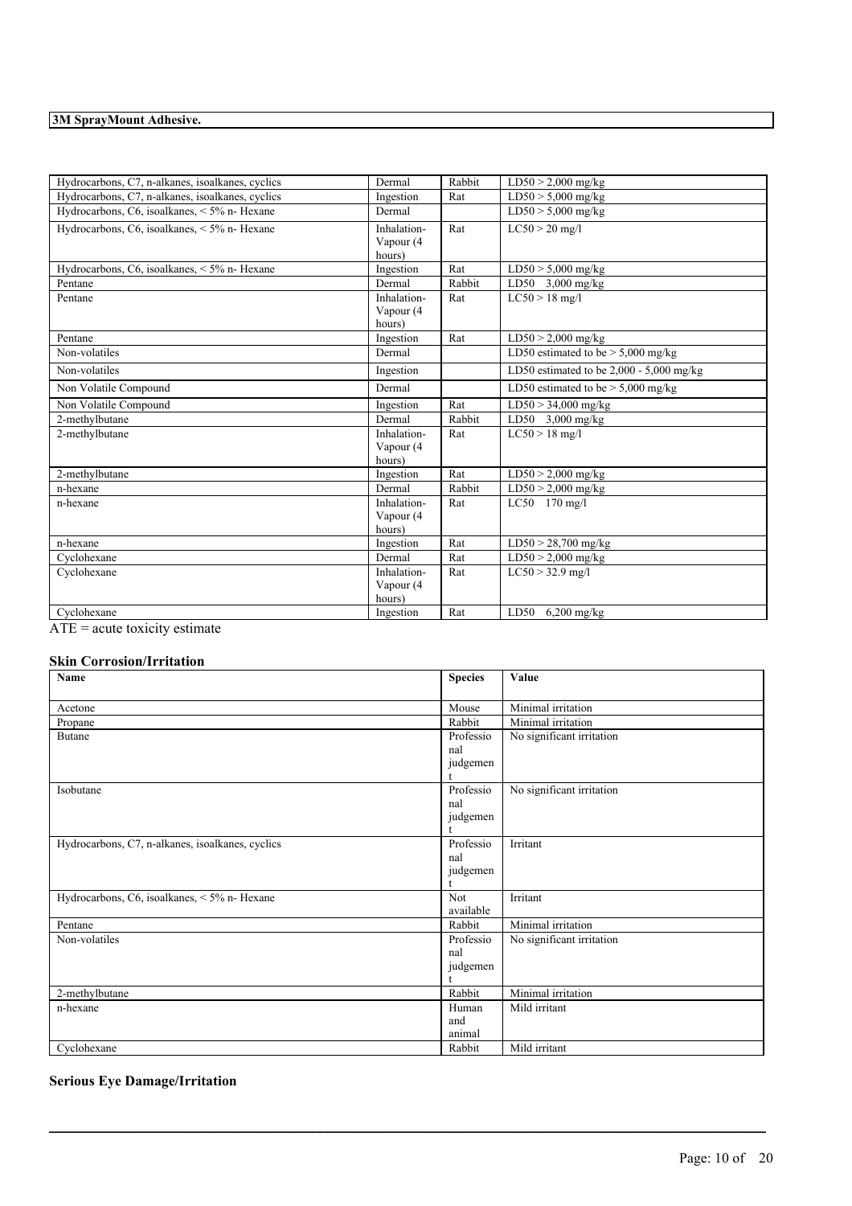| | | | |
|---|---|---|---|
| Hydrocarbons, C7, n-alkanes, isoalkanes, cyclics | Dermal | Rabbit | LD50 > 2,000 mg/kg |
| Hydrocarbons, C7, n-alkanes, isoalkanes, cyclics | Ingestion | Rat | LD50 > 5,000 mg/kg |
| Hydrocarbons, C6, isoalkanes, < 5% n- Hexane | Dermal | | LD50 > 5,000 mg/kg |
| Hydrocarbons, C6, isoalkanes, < 5% n- Hexane | Inhalation-Vapour (4 hours) | Rat | LC50 > 20 mg/l |
| Hydrocarbons, C6, isoalkanes, < 5% n- Hexane | Ingestion | Rat | LD50 > 5,000 mg/kg |
| Pentane | Dermal | Rabbit | LD50 3,000 mg/kg |
| Pentane | Inhalation-Vapour (4 hours) | Rat | LC50 > 18 mg/l |
| Pentane | Ingestion | Rat | LD50 > 2,000 mg/kg |
| Non-volatiles | Dermal | | LD50 estimated to be > 5,000 mg/kg |
| Non-volatiles | Ingestion | | LD50 estimated to be 2,000 - 5,000 mg/kg |
| Non Volatile Compound | Dermal | | LD50 estimated to be > 5,000 mg/kg |
| Non Volatile Compound | Ingestion | Rat | LD50 > 34,000 mg/kg |
| 2-methylbutane | Dermal | Rabbit | LD50 3,000 mg/kg |
| 2-methylbutane | Inhalation-Vapour (4 hours) | Rat | LC50 > 18 mg/l |
| 2-methylbutane | Ingestion | Rat | LD50 > 2,000 mg/kg |
| n-hexane | Dermal | Rabbit | LD50 > 2,000 mg/kg |
| n-hexane | Inhalation-Vapour (4 hours) | Rat | LC50 170 mg/l |
| n-hexane | Ingestion | Rat | LD50 > 28,700 mg/kg |
| Cyclohexane | Dermal | Rat | LD50 > 2,000 mg/kg |
| Cyclohexane | Inhalation-Vapour (4 hours) | Rat | LC50 > 32.9 mg/l |
| Cyclohexane | Ingestion | Rat | LD50 6,200 mg/kg |

ATE = acute toxicity estimate

**Skin Corrosion/Irritation**

| Name | Species | Value |
|---|---|---|
| Acetone | Mouse | Minimal irritation |
| Propane | Rabbit | Minimal irritation |
| Butane | Professional judgement | No significant irritation |
| Isobutane | Professional judgement | No significant irritation |
| Hydrocarbons, C7, n-alkanes, isoalkanes, cyclics | Professional judgement | Irritant |
| Hydrocarbons, C6, isoalkanes, < 5% n- Hexane | Not available | Irritant |
| Pentane | Rabbit | Minimal irritation |
| Non-volatiles | Professional judgement | No significant irritation |
| 2-methylbutane | Rabbit | Minimal irritation |
| n-hexane | Human and animal | Mild irritant |
| Cyclohexane | Rabbit | Mild irritant |

**Serious Eye Damage/Irritation**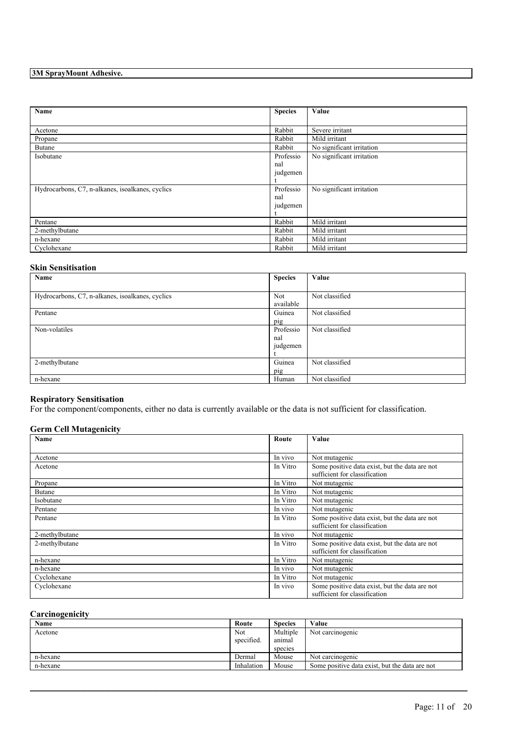**3M SprayMount Adhesive.**

| Name | Species | Value |
|---|---|---|
| Acetone | Rabbit | Severe irritant |
| Propane | Rabbit | Mild irritant |
| Butane | Rabbit | No significant irritation |
| Isobutane | Professional judgement | No significant irritation |
| Hydrocarbons, C7, n-alkanes, isoalkanes, cyclics | Professional judgement | No significant irritation |
| Pentane | Rabbit | Mild irritant |
| 2-methylbutane | Rabbit | Mild irritant |
| n-hexane | Rabbit | Mild irritant |
| Cyclohexane | Rabbit | Mild irritant |

### Skin Sensitisation

| Name | Species | Value |
|---|---|---|
| Hydrocarbons, C7, n-alkanes, isoalkanes, cyclics | Not available | Not classified |
| Pentane | Guinea pig | Not classified |
| Non-volatiles | Professional judgement | Not classified |
| 2-methylbutane | Guinea pig | Not classified |
| n-hexane | Human | Not classified |

### Respiratory Sensitisation

For the component/components, either no data is currently available or the data is not sufficient for classification.

### Germ Cell Mutagenicity

| Name | Route | Value |
|---|---|---|
| Acetone | In vivo | Not mutagenic |
| Acetone | In Vitro | Some positive data exist, but the data are not sufficient for classification |
| Propane | In Vitro | Not mutagenic |
| Butane | In Vitro | Not mutagenic |
| Isobutane | In Vitro | Not mutagenic |
| Pentane | In vivo | Not mutagenic |
| Pentane | In Vitro | Some positive data exist, but the data are not sufficient for classification |
| 2-methylbutane | In vivo | Not mutagenic |
| 2-methylbutane | In Vitro | Some positive data exist, but the data are not sufficient for classification |
| n-hexane | In Vitro | Not mutagenic |
| n-hexane | In vivo | Not mutagenic |
| Cyclohexane | In Vitro | Not mutagenic |
| Cyclohexane | In vivo | Some positive data exist, but the data are not sufficient for classification |

### Carcinogenicity

| Name | Route | Species | Value |
|---|---|---|---|
| Acetone | Not specified. | Multiple animal species | Not carcinogenic |
| n-hexane | Dermal | Mouse | Not carcinogenic |
| n-hexane | Inhalation | Mouse | Some positive data exist, but the data are not |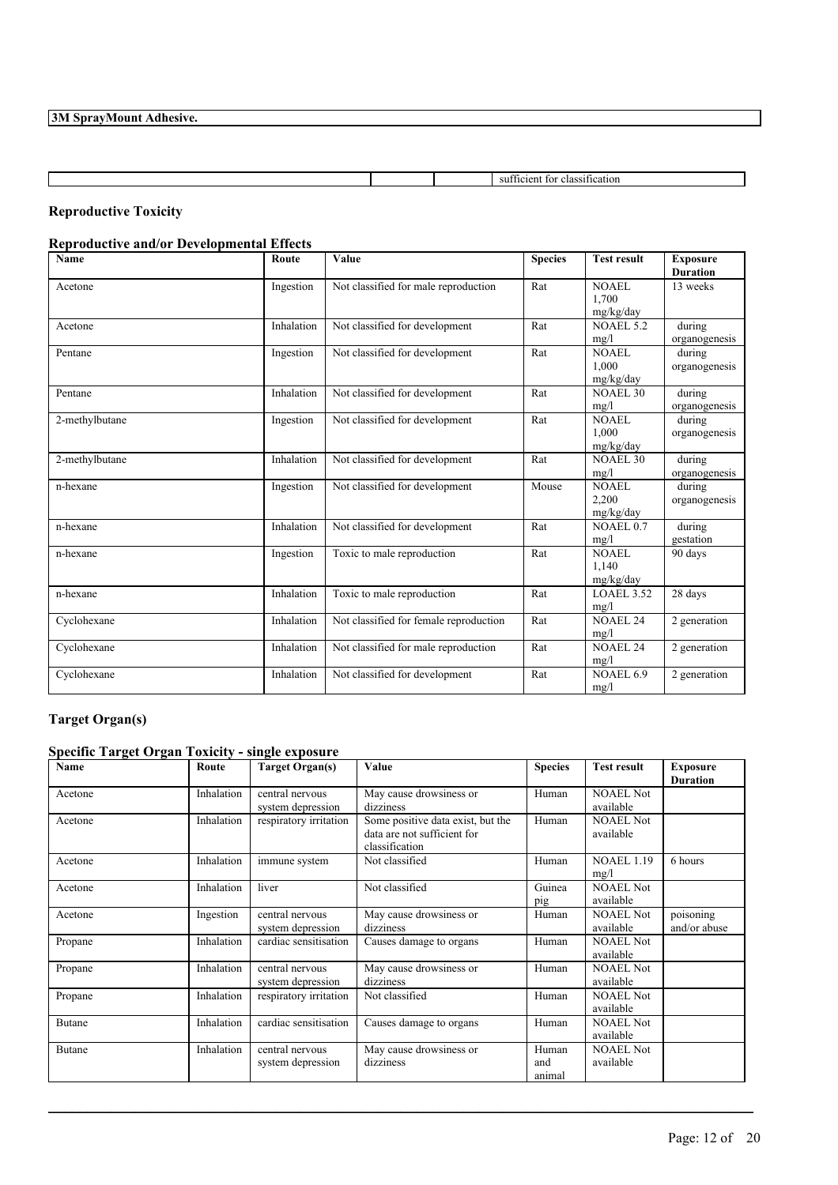**3M SprayMount Adhesive.**

| | | | sufficient for classification |
|---|---|---|---|

## Reproductive Toxicity

### Reproductive and/or Developmental Effects

| Name | Route | Value | Species | Test result | Exposure Duration |
|---|---|---|---|---|---|
| Acetone | Ingestion | Not classified for male reproduction | Rat | NOAEL 1,700 mg/kg/day | 13 weeks |
| Acetone | Inhalation | Not classified for development | Rat | NOAEL 5.2 mg/l | during organogenesis |
| Pentane | Ingestion | Not classified for development | Rat | NOAEL 1,000 mg/kg/day | during organogenesis |
| Pentane | Inhalation | Not classified for development | Rat | NOAEL 30 mg/l | during organogenesis |
| 2-methylbutane | Ingestion | Not classified for development | Rat | NOAEL 1,000 mg/kg/day | during organogenesis |
| 2-methylbutane | Inhalation | Not classified for development | Rat | NOAEL 30 mg/l | during organogenesis |
| n-hexane | Ingestion | Not classified for development | Mouse | NOAEL 2,200 mg/kg/day | during organogenesis |
| n-hexane | Inhalation | Not classified for development | Rat | NOAEL 0.7 mg/l | during gestation |
| n-hexane | Ingestion | Toxic to male reproduction | Rat | NOAEL 1,140 mg/kg/day | 90 days |
| n-hexane | Inhalation | Toxic to male reproduction | Rat | LOAEL 3.52 mg/l | 28 days |
| Cyclohexane | Inhalation | Not classified for female reproduction | Rat | NOAEL 24 mg/l | 2 generation |
| Cyclohexane | Inhalation | Not classified for male reproduction | Rat | NOAEL 24 mg/l | 2 generation |
| Cyclohexane | Inhalation | Not classified for development | Rat | NOAEL 6.9 mg/l | 2 generation |

## Target Organ(s)

### Specific Target Organ Toxicity - single exposure

| Name | Route | Target Organ(s) | Value | Species | Test result | Exposure Duration |
|---|---|---|---|---|---|---|
| Acetone | Inhalation | central nervous system depression | May cause drowsiness or dizziness | Human | NOAEL Not available | |
| Acetone | Inhalation | respiratory irritation | Some positive data exist, but the data are not sufficient for classification | Human | NOAEL Not available | |
| Acetone | Inhalation | immune system | Not classified | Human | NOAEL 1.19 mg/l | 6 hours |
| Acetone | Inhalation | liver | Not classified | Guinea pig | NOAEL Not available | |
| Acetone | Ingestion | central nervous system depression | May cause drowsiness or dizziness | Human | NOAEL Not available | poisoning and/or abuse |
| Propane | Inhalation | cardiac sensitisation | Causes damage to organs | Human | NOAEL Not available | |
| Propane | Inhalation | central nervous system depression | May cause drowsiness or dizziness | Human | NOAEL Not available | |
| Propane | Inhalation | respiratory irritation | Not classified | Human | NOAEL Not available | |
| Butane | Inhalation | cardiac sensitisation | Causes damage to organs | Human | NOAEL Not available | |
| Butane | Inhalation | central nervous system depression | May cause drowsiness or dizziness | Human and animal | NOAEL Not available | |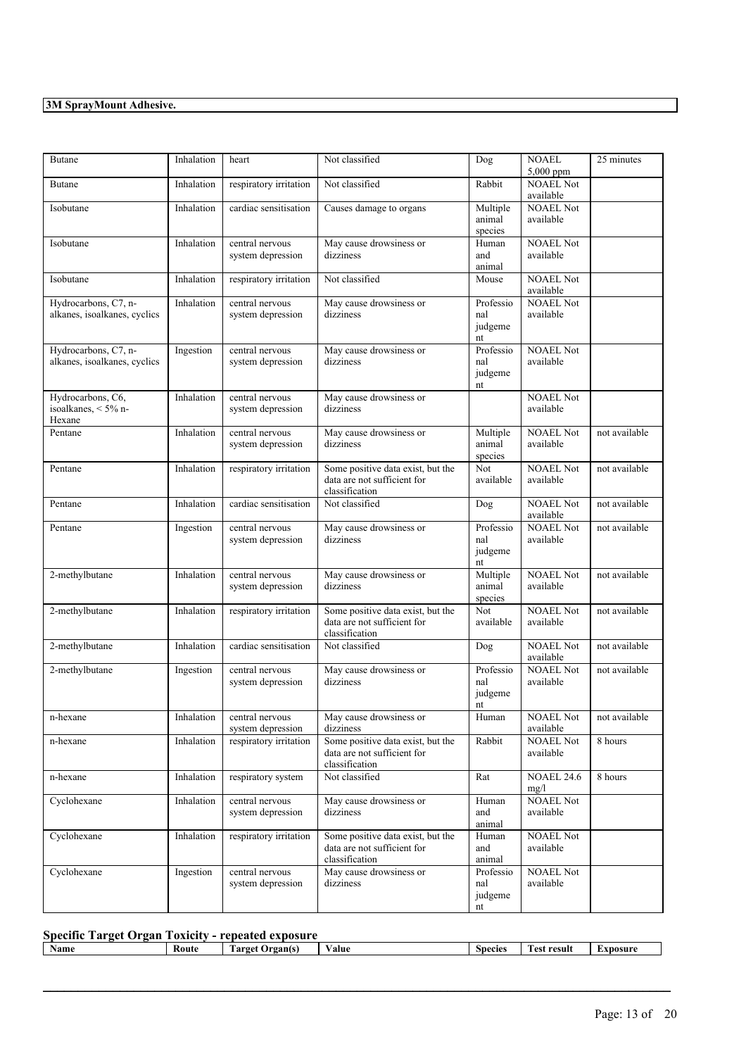| Butane | Inhalation | heart | Not classified | Dog | NOAEL 5,000 ppm | 25 minutes |
|---|---|---|---|---|---|---|
| Butane | Inhalation | respiratory irritation | Not classified | Rabbit | NOAEL Not available | |
| Isobutane | Inhalation | cardiac sensitisation | Causes damage to organs | Multiple animal species | NOAEL Not available | |
| Isobutane | Inhalation | central nervous system depression | May cause drowsiness or dizziness | Human and animal | NOAEL Not available | |
| Isobutane | Inhalation | respiratory irritation | Not classified | Mouse | NOAEL Not available | |
| Hydrocarbons, C7, n-alkanes, isoalkanes, cyclics | Inhalation | central nervous system depression | May cause drowsiness or dizziness | Professional judgement | NOAEL Not available | |
| Hydrocarbons, C7, n-alkanes, isoalkanes, cyclics | Ingestion | central nervous system depression | May cause drowsiness or dizziness | Professional judgement | NOAEL Not available | |
| Hydrocarbons, C6, isoalkanes, < 5% n-Hexane | Inhalation | central nervous system depression | May cause drowsiness or dizziness | | NOAEL Not available | |
| Pentane | Inhalation | central nervous system depression | May cause drowsiness or dizziness | Multiple animal species | NOAEL Not available | not available |
| Pentane | Inhalation | respiratory irritation | Some positive data exist, but the data are not sufficient for classification | Not available | NOAEL Not available | not available |
| Pentane | Inhalation | cardiac sensitisation | Not classified | Dog | NOAEL Not available | not available |
| Pentane | Ingestion | central nervous system depression | May cause drowsiness or dizziness | Professional judgement | NOAEL Not available | not available |
| 2-methylbutane | Inhalation | central nervous system depression | May cause drowsiness or dizziness | Multiple animal species | NOAEL Not available | not available |
| 2-methylbutane | Inhalation | respiratory irritation | Some positive data exist, but the data are not sufficient for classification | Not available | NOAEL Not available | not available |
| 2-methylbutane | Inhalation | cardiac sensitisation | Not classified | Dog | NOAEL Not available | not available |
| 2-methylbutane | Ingestion | central nervous system depression | May cause drowsiness or dizziness | Professional judgement | NOAEL Not available | not available |
| n-hexane | Inhalation | central nervous system depression | May cause drowsiness or dizziness | Human | NOAEL Not available | not available |
| n-hexane | Inhalation | respiratory irritation | Some positive data exist, but the data are not sufficient for classification | Rabbit | NOAEL Not available | 8 hours |
| n-hexane | Inhalation | respiratory system | Not classified | Rat | NOAEL 24.6 mg/l | 8 hours |
| Cyclohexane | Inhalation | central nervous system depression | May cause drowsiness or dizziness | Human and animal | NOAEL Not available | |
| Cyclohexane | Inhalation | respiratory irritation | Some positive data exist, but the data are not sufficient for classification | Human and animal | NOAEL Not available | |
| Cyclohexane | Ingestion | central nervous system depression | May cause drowsiness or dizziness | Professional judgement | NOAEL Not available | |

### Specific Target Organ Toxicity - repeated exposure

| Name | Route | Target Organ(s) | Value | Species | Test result | Exposure |
|---|---|---|---|---|---|---|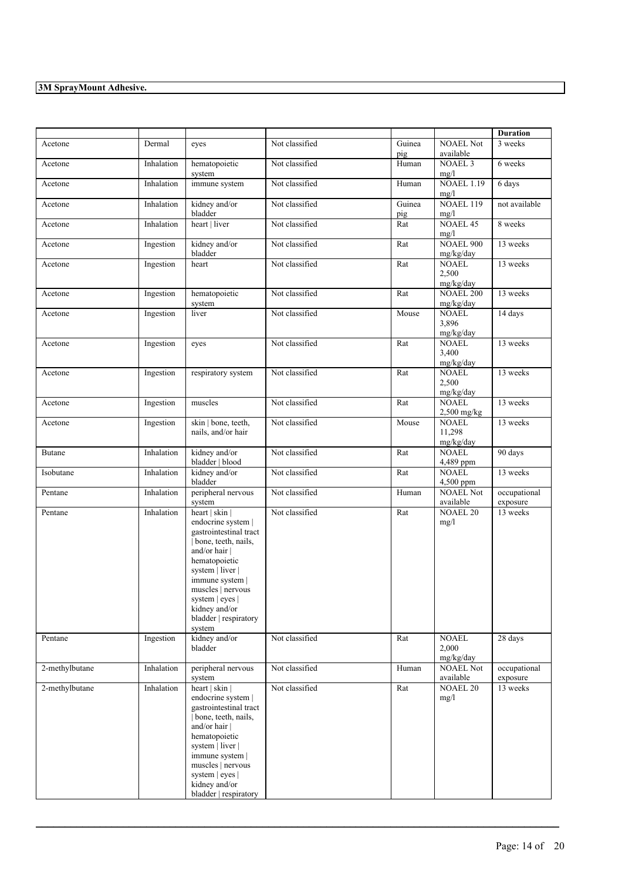| | | | | | | Duration |
|---|---|---|---|---|---|---|
| Acetone | Dermal | eyes | Not classified | Guinea pig | NOAEL Not available | 3 weeks |
| Acetone | Inhalation | hematopoietic system | Not classified | Human | NOAEL 3 mg/l | 6 weeks |
| Acetone | Inhalation | immune system | Not classified | Human | NOAEL 1.19 mg/l | 6 days |
| Acetone | Inhalation | kidney and/or bladder | Not classified | Guinea pig | NOAEL 119 mg/l | not available |
| Acetone | Inhalation | heart \| liver | Not classified | Rat | NOAEL 45 mg/l | 8 weeks |
| Acetone | Ingestion | kidney and/or bladder | Not classified | Rat | NOAEL 900 mg/kg/day | 13 weeks |
| Acetone | Ingestion | heart | Not classified | Rat | NOAEL 2,500 mg/kg/day | 13 weeks |
| Acetone | Ingestion | hematopoietic system | Not classified | Rat | NOAEL 200 mg/kg/day | 13 weeks |
| Acetone | Ingestion | liver | Not classified | Mouse | NOAEL 3,896 mg/kg/day | 14 days |
| Acetone | Ingestion | eyes | Not classified | Rat | NOAEL 3,400 mg/kg/day | 13 weeks |
| Acetone | Ingestion | respiratory system | Not classified | Rat | NOAEL 2,500 mg/kg/day | 13 weeks |
| Acetone | Ingestion | muscles | Not classified | Rat | NOAEL 2,500 mg/kg | 13 weeks |
| Acetone | Ingestion | skin \| bone, teeth, nails, and/or hair | Not classified | Mouse | NOAEL 11,298 mg/kg/day | 13 weeks |
| Butane | Inhalation | kidney and/or bladder \| blood | Not classified | Rat | NOAEL 4,489 ppm | 90 days |
| Isobutane | Inhalation | kidney and/or bladder | Not classified | Rat | NOAEL 4,500 ppm | 13 weeks |
| Pentane | Inhalation | peripheral nervous system | Not classified | Human | NOAEL Not available | occupational exposure |
| Pentane | Inhalation | heart \| skin \| endocrine system \| gastrointestinal tract \| bone, teeth, nails, and/or hair \| hematopoietic system \| liver \| immune system \| muscles \| nervous system \| eyes \| kidney and/or bladder \| respiratory system | Not classified | Rat | NOAEL 20 mg/l | 13 weeks |
| Pentane | Ingestion | kidney and/or bladder | Not classified | Rat | NOAEL 2,000 mg/kg/day | 28 days |
| 2-methylbutane | Inhalation | peripheral nervous system | Not classified | Human | NOAEL Not available | occupational exposure |
| 2-methylbutane | Inhalation | heart \| skin \| endocrine system \| gastrointestinal tract \| bone, teeth, nails, and/or hair \| hematopoietic system \| liver \| immune system \| muscles \| nervous system \| eyes \| kidney and/or bladder \| respiratory | Not classified | Rat | NOAEL 20 mg/l | 13 weeks |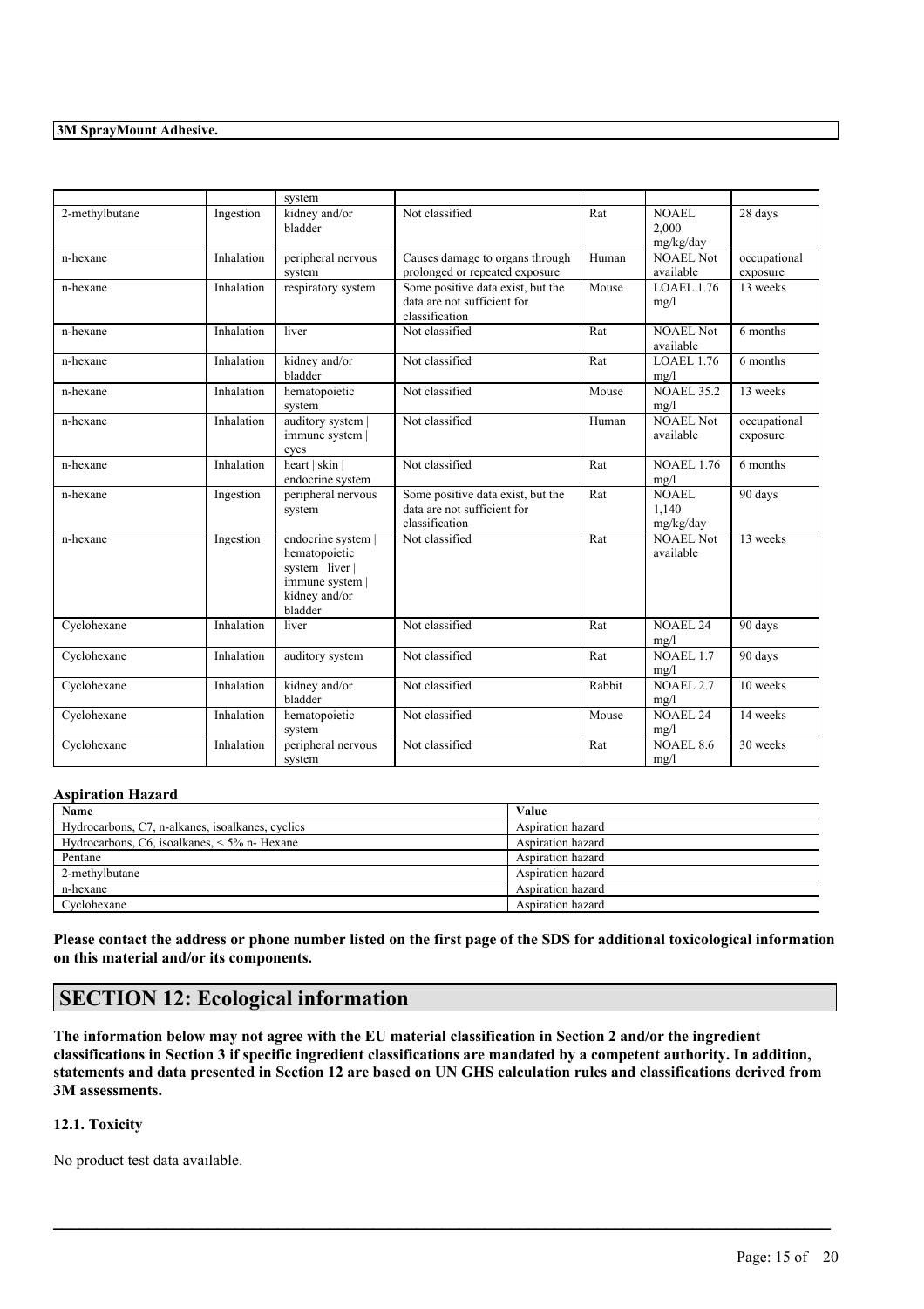| | | system | | | | |
|---|---|---|---|---|---|---|
| 2-methylbutane | Ingestion | kidney and/or bladder | Not classified | Rat | NOAEL 2,000 mg/kg/day | 28 days |
| n-hexane | Inhalation | peripheral nervous system | Causes damage to organs through prolonged or repeated exposure | Human | NOAEL Not available | occupational exposure |
| n-hexane | Inhalation | respiratory system | Some positive data exist, but the data are not sufficient for classification | Mouse | LOAEL 1.76 mg/l | 13 weeks |
| n-hexane | Inhalation | liver | Not classified | Rat | NOAEL Not available | 6 months |
| n-hexane | Inhalation | kidney and/or bladder | Not classified | Rat | LOAEL 1.76 mg/l | 6 months |
| n-hexane | Inhalation | hematopoietic system | Not classified | Mouse | NOAEL 35.2 mg/l | 13 weeks |
| n-hexane | Inhalation | auditory system \| immune system \| eyes | Not classified | Human | NOAEL Not available | occupational exposure |
| n-hexane | Inhalation | heart \| skin \| endocrine system | Not classified | Rat | NOAEL 1.76 mg/l | 6 months |
| n-hexane | Ingestion | peripheral nervous system | Some positive data exist, but the data are not sufficient for classification | Rat | NOAEL 1,140 mg/kg/day | 90 days |
| n-hexane | Ingestion | endocrine system \| hematopoietic system \| liver \| immune system \| kidney and/or bladder | Not classified | Rat | NOAEL Not available | 13 weeks |
| Cyclohexane | Inhalation | liver | Not classified | Rat | NOAEL 24 mg/l | 90 days |
| Cyclohexane | Inhalation | auditory system | Not classified | Rat | NOAEL 1.7 mg/l | 90 days |
| Cyclohexane | Inhalation | kidney and/or bladder | Not classified | Rabbit | NOAEL 2.7 mg/l | 10 weeks |
| Cyclohexane | Inhalation | hematopoietic system | Not classified | Mouse | NOAEL 24 mg/l | 14 weeks |
| Cyclohexane | Inhalation | peripheral nervous system | Not classified | Rat | NOAEL 8.6 mg/l | 30 weeks |

**Aspiration Hazard**

| Name | Value |
|---|---|
| Hydrocarbons, C7, n-alkanes, isoalkanes, cyclics | Aspiration hazard |
| Hydrocarbons, C6, isoalkanes, < 5% n- Hexane | Aspiration hazard |
| Pentane | Aspiration hazard |
| 2-methylbutane | Aspiration hazard |
| n-hexane | Aspiration hazard |
| Cyclohexane | Aspiration hazard |

**Please contact the address or phone number listed on the first page of the SDS for additional toxicological information on this material and/or its components.**

## SECTION 12: Ecological information

**The information below may not agree with the EU material classification in Section 2 and/or the ingredient classifications in Section 3 if specific ingredient classifications are mandated by a competent authority. In addition, statements and data presented in Section 12 are based on UN GHS calculation rules and classifications derived from 3M assessments.**

### 12.1. Toxicity

No product test data available.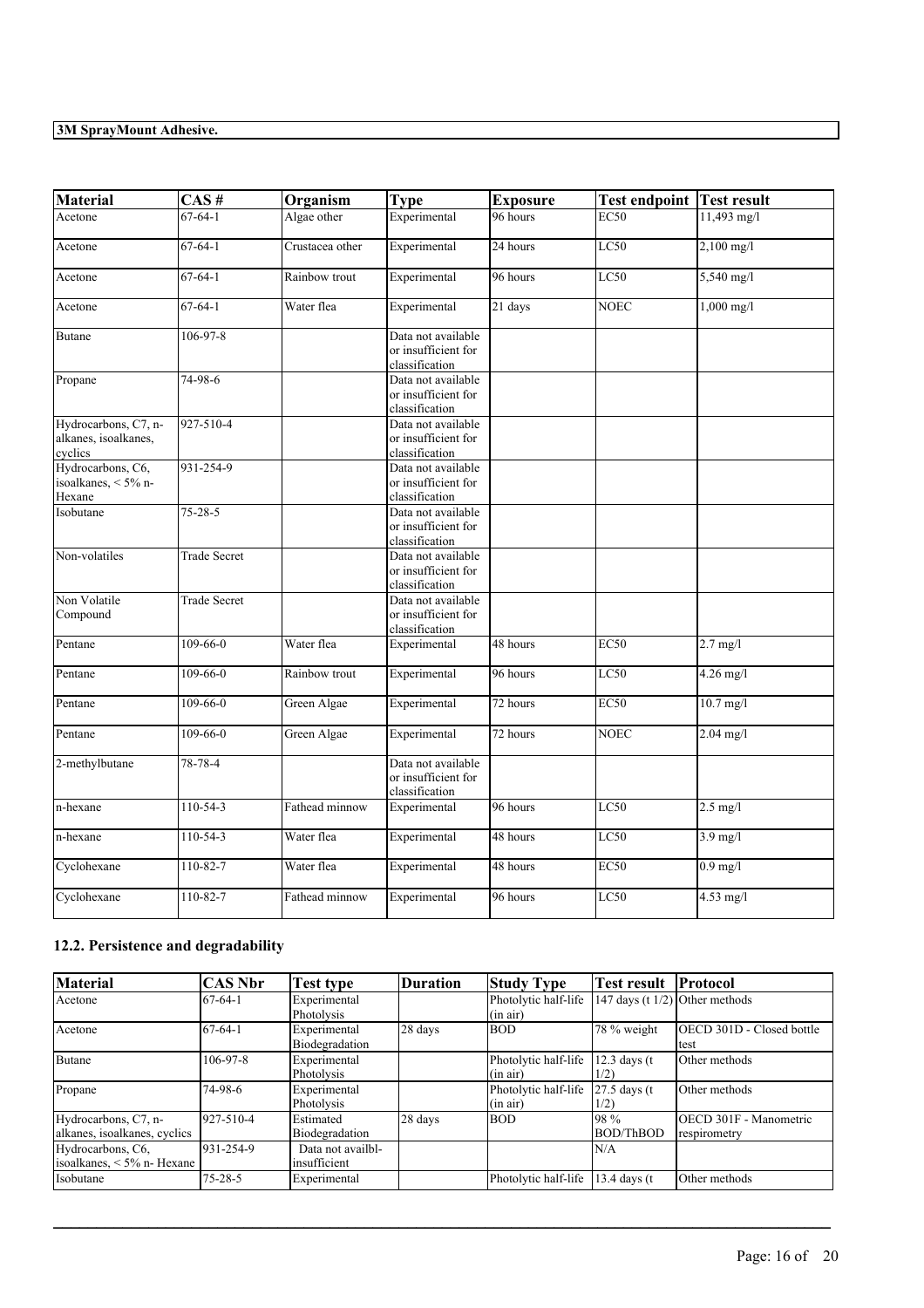**3M SprayMount Adhesive.**

| Material | CAS # | Organism | Type | Exposure | Test endpoint | Test result |
|---|---|---|---|---|---|---|
| Acetone | 67-64-1 | Algae other | Experimental | 96 hours | EC50 | 11,493 mg/l |
| Acetone | 67-64-1 | Crustacea other | Experimental | 24 hours | LC50 | 2,100 mg/l |
| Acetone | 67-64-1 | Rainbow trout | Experimental | 96 hours | LC50 | 5,540 mg/l |
| Acetone | 67-64-1 | Water flea | Experimental | 21 days | NOEC | 1,000 mg/l |
| Butane | 106-97-8 | | Data not available or insufficient for classification | | | |
| Propane | 74-98-6 | | Data not available or insufficient for classification | | | |
| Hydrocarbons, C7, n-alkanes, isoalkanes, cyclics | 927-510-4 | | Data not available or insufficient for classification | | | |
| Hydrocarbons, C6, isoalkanes, < 5% n-Hexane | 931-254-9 | | Data not available or insufficient for classification | | | |
| Isobutane | 75-28-5 | | Data not available or insufficient for classification | | | |
| Non-volatiles | Trade Secret | | Data not available or insufficient for classification | | | |
| Non Volatile Compound | Trade Secret | | Data not available or insufficient for classification | | | |
| Pentane | 109-66-0 | Water flea | Experimental | 48 hours | EC50 | 2.7 mg/l |
| Pentane | 109-66-0 | Rainbow trout | Experimental | 96 hours | LC50 | 4.26 mg/l |
| Pentane | 109-66-0 | Green Algae | Experimental | 72 hours | EC50 | 10.7 mg/l |
| Pentane | 109-66-0 | Green Algae | Experimental | 72 hours | NOEC | 2.04 mg/l |
| 2-methylbutane | 78-78-4 | | Data not available or insufficient for classification | | | |
| n-hexane | 110-54-3 | Fathead minnow | Experimental | 96 hours | LC50 | 2.5 mg/l |
| n-hexane | 110-54-3 | Water flea | Experimental | 48 hours | LC50 | 3.9 mg/l |
| Cyclohexane | 110-82-7 | Water flea | Experimental | 48 hours | EC50 | 0.9 mg/l |
| Cyclohexane | 110-82-7 | Fathead minnow | Experimental | 96 hours | LC50 | 4.53 mg/l |

## 12.2. Persistence and degradability

| Material | CAS Nbr | Test type | Duration | Study Type | Test result | Protocol |
|---|---|---|---|---|---|---|
| Acetone | 67-64-1 | Experimental Photolysis | | Photolytic half-life (in air) | 147 days (t 1/2) | Other methods |
| Acetone | 67-64-1 | Experimental Biodegradation | 28 days | BOD | 78 % weight | OECD 301D - Closed bottle test |
| Butane | 106-97-8 | Experimental Photolysis | | Photolytic half-life (in air) | 12.3 days (t 1/2) | Other methods |
| Propane | 74-98-6 | Experimental Photolysis | | Photolytic half-life (in air) | 27.5 days (t 1/2) | Other methods |
| Hydrocarbons, C7, n-alkanes, isoalkanes, cyclics | 927-510-4 | Estimated Biodegradation | 28 days | BOD | 98 % BOD/ThBOD | OECD 301F - Manometric respirometry |
| Hydrocarbons, C6, isoalkanes, < 5% n- Hexane | 931-254-9 | Data not availbl-insufficient | | | N/A | |
| Isobutane | 75-28-5 | Experimental | | Photolytic half-life | 13.4 days (t | Other methods |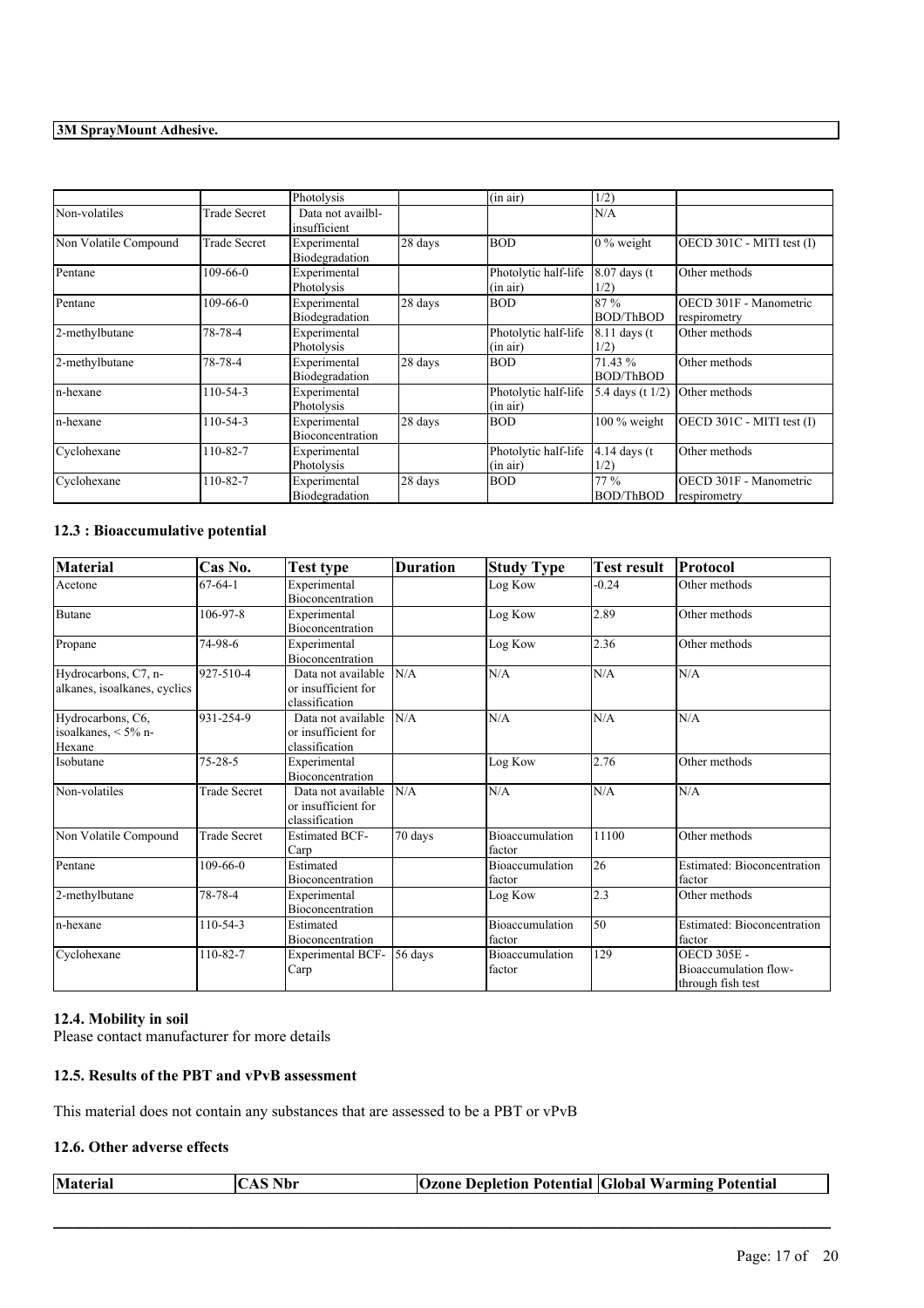|  |  | Photolysis |  | (in air) | 1/2) |  |
|---|---|---|---|---|---|---|
| Non-volatiles | Trade Secret | Data not availbl-insufficient |  |  | N/A |  |
| Non Volatile Compound | Trade Secret | Experimental Biodegradation | 28 days | BOD | 0 % weight | OECD 301C - MITI test (I) |
| Pentane | 109-66-0 | Experimental Photolysis |  | Photolytic half-life (in air) | 8.07 days (t 1/2) | Other methods |
| Pentane | 109-66-0 | Experimental Biodegradation | 28 days | BOD | 87 % BOD/ThBOD | OECD 301F - Manometric respirometry |
| 2-methylbutane | 78-78-4 | Experimental Photolysis |  | Photolytic half-life (in air) | 8.11 days (t 1/2) | Other methods |
| 2-methylbutane | 78-78-4 | Experimental Biodegradation | 28 days | BOD | 71.43 % BOD/ThBOD | Other methods |
| n-hexane | 110-54-3 | Experimental Photolysis |  | Photolytic half-life (in air) | 5.4 days (t 1/2) | Other methods |
| n-hexane | 110-54-3 | Experimental Bioconcentration | 28 days | BOD | 100 % weight | OECD 301C - MITI test (I) |
| Cyclohexane | 110-82-7 | Experimental Photolysis |  | Photolytic half-life (in air) | 4.14 days (t 1/2) | Other methods |
| Cyclohexane | 110-82-7 | Experimental Biodegradation | 28 days | BOD | 77 % BOD/ThBOD | OECD 301F - Manometric respirometry |

### 12.3 : Bioaccumulative potential

| Material | Cas No. | Test type | Duration | Study Type | Test result | Protocol |
|---|---|---|---|---|---|---|
| Acetone | 67-64-1 | Experimental Bioconcentration |  | Log Kow | -0.24 | Other methods |
| Butane | 106-97-8 | Experimental Bioconcentration |  | Log Kow | 2.89 | Other methods |
| Propane | 74-98-6 | Experimental Bioconcentration |  | Log Kow | 2.36 | Other methods |
| Hydrocarbons, C7, n-alkanes, isoalkanes, cyclics | 927-510-4 | Data not available or insufficient for classification | N/A | N/A | N/A | N/A |
| Hydrocarbons, C6, isoalkanes, < 5% n-Hexane | 931-254-9 | Data not available or insufficient for classification | N/A | N/A | N/A | N/A |
| Isobutane | 75-28-5 | Experimental Bioconcentration |  | Log Kow | 2.76 | Other methods |
| Non-volatiles | Trade Secret | Data not available or insufficient for classification | N/A | N/A | N/A | N/A |
| Non Volatile Compound | Trade Secret | Estimated BCF-Carp | 70 days | Bioaccumulation factor | 11100 | Other methods |
| Pentane | 109-66-0 | Estimated Bioconcentration |  | Bioaccumulation factor | 26 | Estimated: Bioconcentration factor |
| 2-methylbutane | 78-78-4 | Experimental Bioconcentration |  | Log Kow | 2.3 | Other methods |
| n-hexane | 110-54-3 | Estimated Bioconcentration |  | Bioaccumulation factor | 50 | Estimated: Bioconcentration factor |
| Cyclohexane | 110-82-7 | Experimental BCF-Carp | 56 days | Bioaccumulation factor | 129 | OECD 305E - Bioaccumulation flow-through fish test |

### 12.4. Mobility in soil

Please contact manufacturer for more details

### 12.5. Results of the PBT and vPvB assessment

This material does not contain any substances that are assessed to be a PBT or vPvB

### 12.6. Other adverse effects

| Material | CAS Nbr | Ozone Depletion Potential | Global Warming Potential |
|---|---|---|---|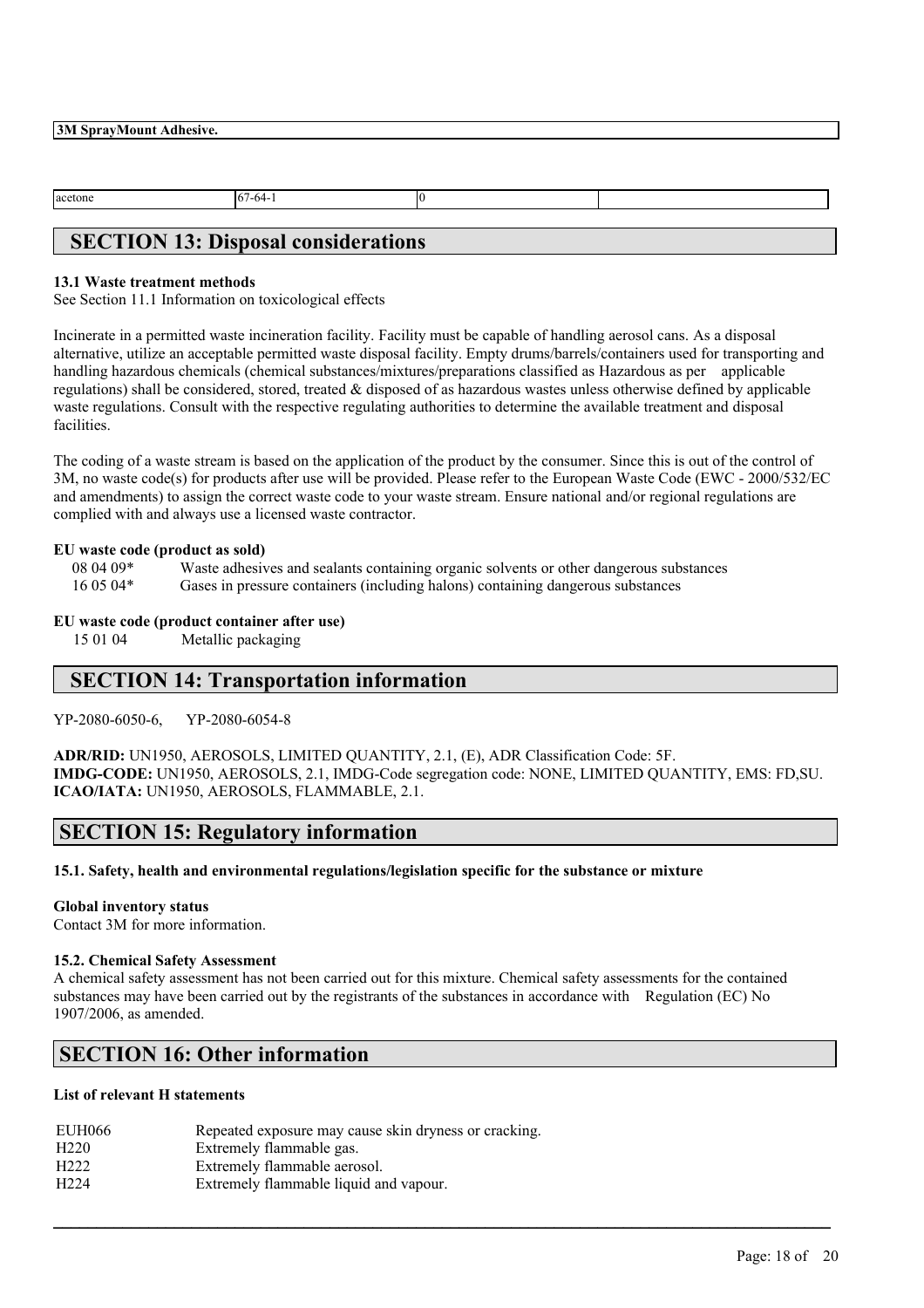| acetone | 67-64-1 | 0 | |
|---|---|---|---|

## SECTION 13: Disposal considerations

**13.1 Waste treatment methods**
See Section 11.1 Information on toxicological effects

Incinerate in a permitted waste incineration facility. Facility must be capable of handling aerosol cans. As a disposal alternative, utilize an acceptable permitted waste disposal facility. Empty drums/barrels/containers used for transporting and handling hazardous chemicals (chemical substances/mixtures/preparations classified as Hazardous as per applicable regulations) shall be considered, stored, treated & disposed of as hazardous wastes unless otherwise defined by applicable waste regulations. Consult with the respective regulating authorities to determine the available treatment and disposal facilities.

The coding of a waste stream is based on the application of the product by the consumer. Since this is out of the control of 3M, no waste code(s) for products after use will be provided. Please refer to the European Waste Code (EWC - 2000/532/EC and amendments) to assign the correct waste code to your waste stream. Ensure national and/or regional regulations are complied with and always use a licensed waste contractor.

**EU waste code (product as sold)**

| | |
|---|---|
| 08 04 09* | Waste adhesives and sealants containing organic solvents or other dangerous substances |
| 16 05 04* | Gases in pressure containers (including halons) containing dangerous substances |

**EU waste code (product container after use)**

| | |
|---|---|
| 15 01 04 | Metallic packaging |

## SECTION 14: Transportation information

YP-2080-6050-6, YP-2080-6054-8

**ADR/RID:** UN1950, AEROSOLS, LIMITED QUANTITY, 2.1, (E), ADR Classification Code: 5F.
**IMDG-CODE:** UN1950, AEROSOLS, 2.1, IMDG-Code segregation code: NONE, LIMITED QUANTITY, EMS: FD,SU.
**ICAO/IATA:** UN1950, AEROSOLS, FLAMMABLE, 2.1.

## SECTION 15: Regulatory information

**15.1. Safety, health and environmental regulations/legislation specific for the substance or mixture**

**Global inventory status**
Contact 3M for more information.

**15.2. Chemical Safety Assessment**
A chemical safety assessment has not been carried out for this mixture. Chemical safety assessments for the contained substances may have been carried out by the registrants of the substances in accordance with Regulation (EC) No 1907/2006, as amended.

## SECTION 16: Other information

**List of relevant H statements**

| | |
|---|---|
| EUH066 | Repeated exposure may cause skin dryness or cracking. |
| H220 | Extremely flammable gas. |
| H222 | Extremely flammable aerosol. |
| H224 | Extremely flammable liquid and vapour. |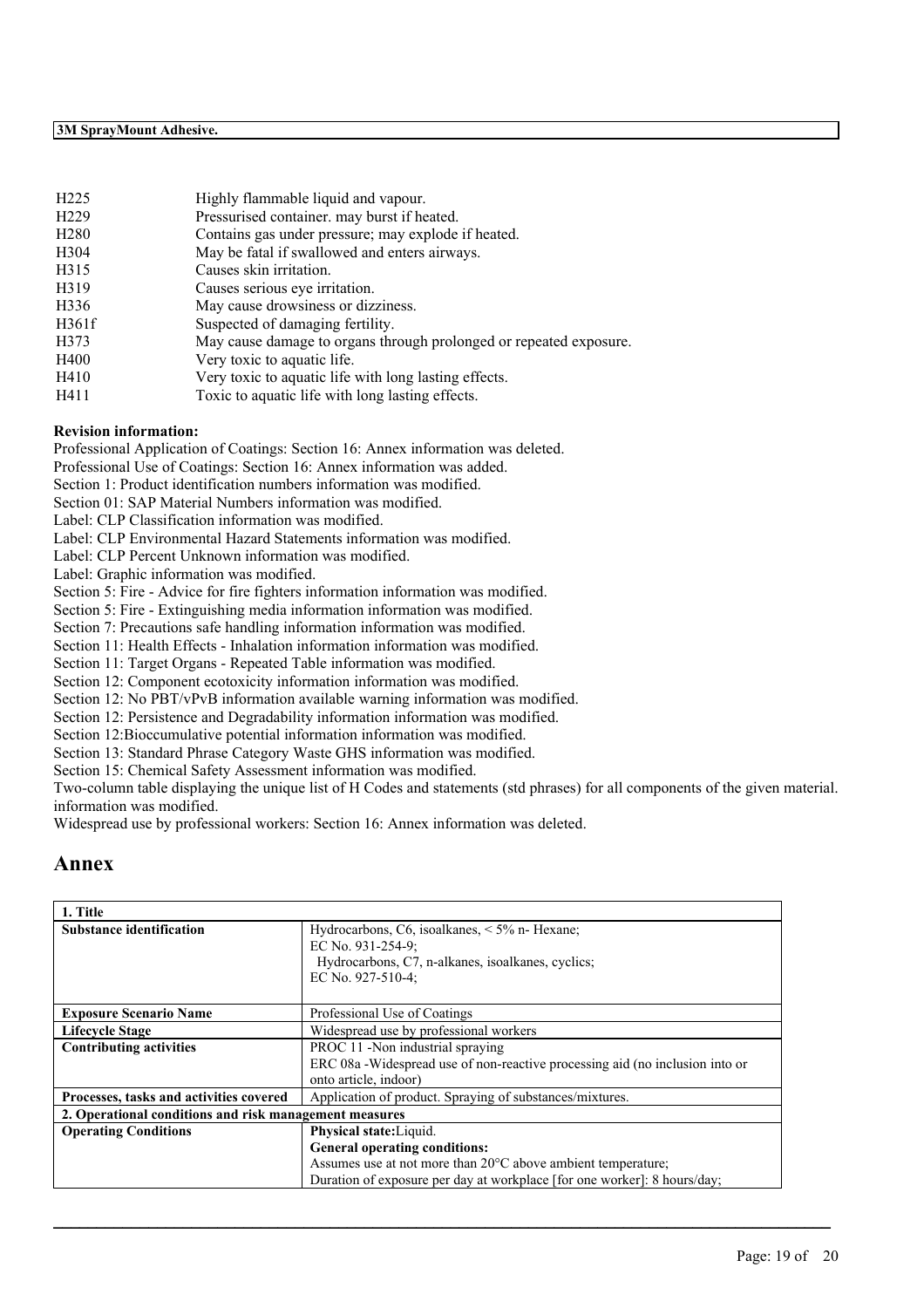| | |
|---|---|
| H225 | Highly flammable liquid and vapour. |
| H229 | Pressurised container. may burst if heated. |
| H280 | Contains gas under pressure; may explode if heated. |
| H304 | May be fatal if swallowed and enters airways. |
| H315 | Causes skin irritation. |
| H319 | Causes serious eye irritation. |
| H336 | May cause drowsiness or dizziness. |
| H361f | Suspected of damaging fertility. |
| H373 | May cause damage to organs through prolonged or repeated exposure. |
| H400 | Very toxic to aquatic life. |
| H410 | Very toxic to aquatic life with long lasting effects. |
| H411 | Toxic to aquatic life with long lasting effects. |

**Revision information:**

Professional Application of Coatings: Section 16: Annex information was deleted.
Professional Use of Coatings: Section 16: Annex information was added.
Section 1: Product identification numbers information was modified.
Section 01: SAP Material Numbers information was modified.
Label: CLP Classification information was modified.
Label: CLP Environmental Hazard Statements information was modified.
Label: CLP Percent Unknown information was modified.
Label: Graphic information was modified.
Section 5: Fire - Advice for fire fighters information information was modified.
Section 5: Fire - Extinguishing media information information was modified.
Section 7: Precautions safe handling information information was modified.
Section 11: Health Effects - Inhalation information information was modified.
Section 11: Target Organs - Repeated Table information was modified.
Section 12: Component ecotoxicity information information was modified.
Section 12: No PBT/vPvB information available warning information was modified.
Section 12: Persistence and Degradability information information was modified.
Section 12:Bioccumulative potential information information was modified.
Section 13: Standard Phrase Category Waste GHS information was modified.
Section 15: Chemical Safety Assessment information was modified.
Two-column table displaying the unique list of H Codes and statements (std phrases) for all components of the given material. information was modified.
Widespread use by professional workers: Section 16: Annex information was deleted.

# Annex

| 1. Title | |
|---|---|
| **Substance identification** | Hydrocarbons, C6, isoalkanes, < 5% n- Hexane;<br>EC No. 931-254-9;<br>Hydrocarbons, C7, n-alkanes, isoalkanes, cyclics;<br>EC No. 927-510-4; |
| **Exposure Scenario Name** | Professional Use of Coatings |
| **Lifecycle Stage** | Widespread use by professional workers |
| **Contributing activities** | PROC 11 -Non industrial spraying<br>ERC 08a -Widespread use of non-reactive processing aid (no inclusion into or onto article, indoor) |
| **Processes, tasks and activities covered** | Application of product. Spraying of substances/mixtures. |
| **2. Operational conditions and risk management measures** | |
| **Operating Conditions** | **Physical state:**Liquid.<br>**General operating conditions:**<br>Assumes use at not more than 20°C above ambient temperature;<br>Duration of exposure per day at workplace [for one worker]: 8 hours/day; |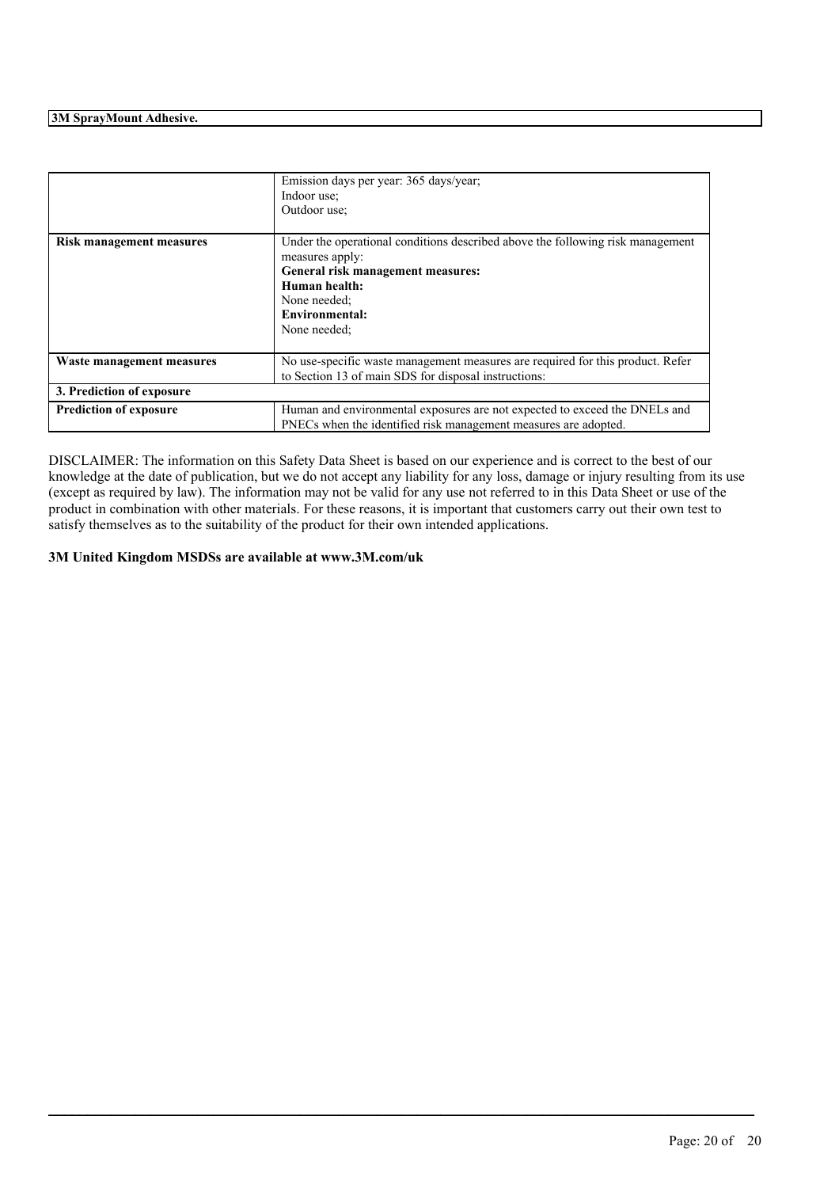| | |
|---|---|
| | Emission days per year: 365 days/year;<br>Indoor use;<br>Outdoor use; |
| **Risk management measures** | Under the operational conditions described above the following risk management measures apply:<br>**General risk management measures:**<br>**Human health:**<br>None needed;<br>**Environmental:**<br>None needed; |
| **Waste management measures** | No use-specific waste management measures are required for this product. Refer to Section 13 of main SDS for disposal instructions: |
| **3. Prediction of exposure** | |
| **Prediction of exposure** | Human and environmental exposures are not expected to exceed the DNELs and PNECs when the identified risk management measures are adopted. |

DISCLAIMER: The information on this Safety Data Sheet is based on our experience and is correct to the best of our knowledge at the date of publication, but we do not accept any liability for any loss, damage or injury resulting from its use (except as required by law). The information may not be valid for any use not referred to in this Data Sheet or use of the product in combination with other materials. For these reasons, it is important that customers carry out their own test to satisfy themselves as to the suitability of the product for their own intended applications.

**3M United Kingdom MSDSs are available at www.3M.com/uk**